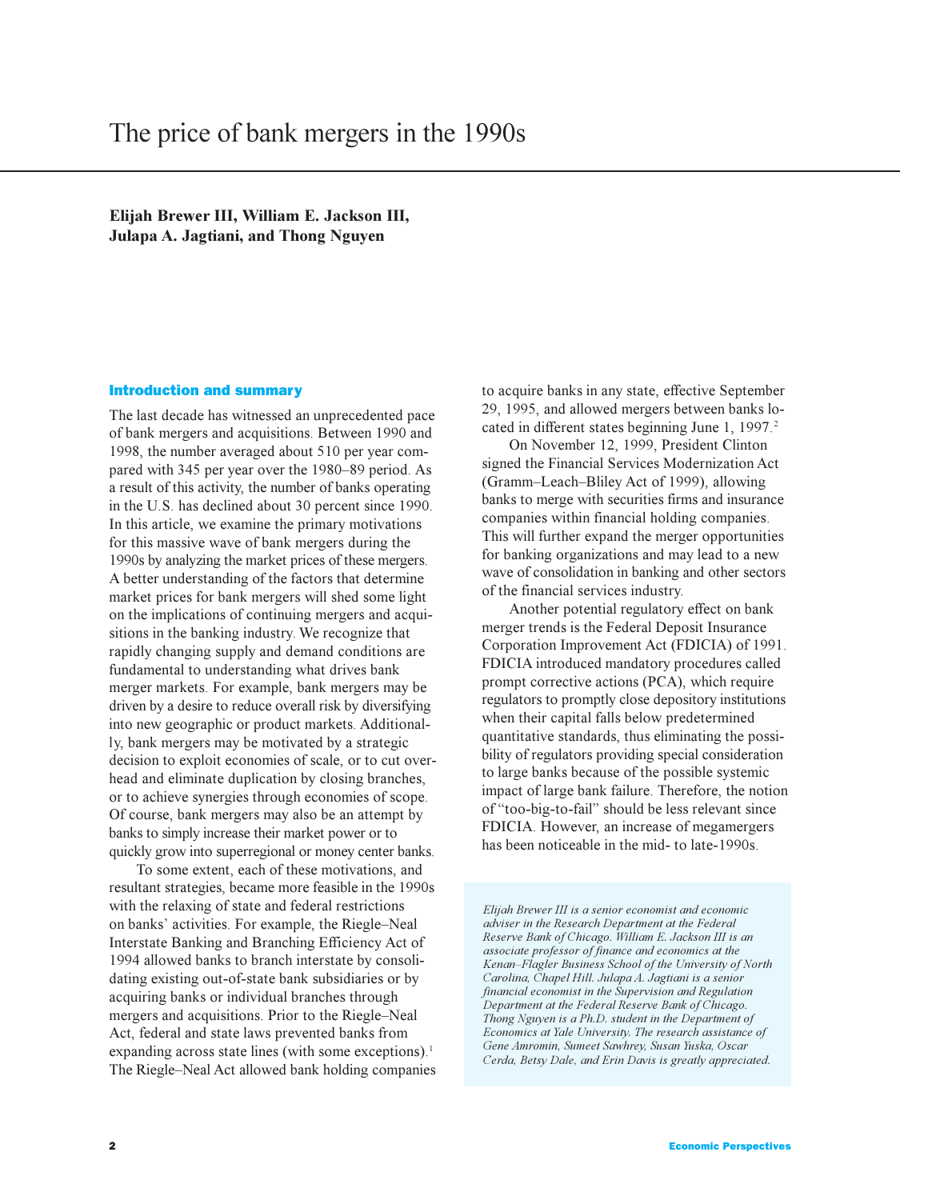# The price of bank mergers in the 1990s

**Elijah Brewer III, William E. Jackson III, Julapa A. Jagtiani, and Thong Nguyen**

## Introduction and summary

The last decade has witnessed an unprecedented pace of bank mergers and acquisitions. Between 1990 and 1998, the number averaged about 510 per year compared with 345 per year over the 1980–89 period. As a result of this activity, the number of banks operating in the U.S. has declined about 30 percent since 1990. In this article, we examine the primary motivations for this massive wave of bank mergers during the 1990s by analyzing the market prices of these mergers. A better understanding of the factors that determine market prices for bank mergers will shed some light on the implications of continuing mergers and acquisitions in the banking industry. We recognize that rapidly changing supply and demand conditions are fundamental to understanding what drives bank merger markets. For example, bank mergers may be driven by a desire to reduce overall risk by diversifying into new geographic or product markets. Additionally, bank mergers may be motivated by a strategic decision to exploit economies of scale, or to cut overhead and eliminate duplication by closing branches, or to achieve synergies through economies of scope. Of course, bank mergers may also be an attempt by banks to simply increase their market power or to quickly grow into superregional or money center banks.

To some extent, each of these motivations, and resultant strategies, became more feasible in the 1990s with the relaxing of state and federal restrictions on banks' activities. For example, the Riegle–Neal Interstate Banking and Branching Efficiency Act of 1994 allowed banks to branch interstate by consolidating existing out-of-state bank subsidiaries or by acquiring banks or individual branches through mergers and acquisitions. Prior to the Riegle–Neal Act, federal and state laws prevented banks from expanding across state lines (with some exceptions).[1] The Riegle–Neal Act allowed bank holding companies to acquire banks in any state, effective September 29, 1995, and allowed mergers between banks located in different states beginning June 1, 1997.[2]

On November 12, 1999, President Clinton signed the Financial Services Modernization Act (Gramm–Leach–Bliley Act of 1999), allowing banks to merge with securities firms and insurance companies within financial holding companies. This will further expand the merger opportunities for banking organizations and may lead to a new wave of consolidation in banking and other sectors of the financial services industry.

Another potential regulatory effect on bank merger trends is the Federal Deposit Insurance Corporation Improvement Act (FDICIA) of 1991. FDICIA introduced mandatory procedures called prompt corrective actions (PCA), which require regulators to promptly close depository institutions when their capital falls below predetermined quantitative standards, thus eliminating the possibility of regulators providing special consideration to large banks because of the possible systemic impact of large bank failure. Therefore, the notion of "too-big-to-fail" should be less relevant since FDICIA. However, an increase of megamergers has been noticeable in the mid- to late-1990s.

*Elijah Brewer III is a senior economist and economic adviser in the Research Department at the Federal Reserve Bank of Chicago. William E. Jackson III is an associate professor of finance and economics at the Kenan–Flagler Business School of the University of North Carolina, Chapel Hill. Julapa A. Jagtiani is a senior financial economist in the Supervision and Regulation Department at the Federal Reserve Bank of Chicago. Thong Nguyen is a Ph.D. student in the Department of Economics at Yale University. The research assistance of Gene Amromin, Sumeet Sawhrey, Susan Yuska, Oscar Cerda, Betsy Dale, and Erin Davis is greatly appreciated.*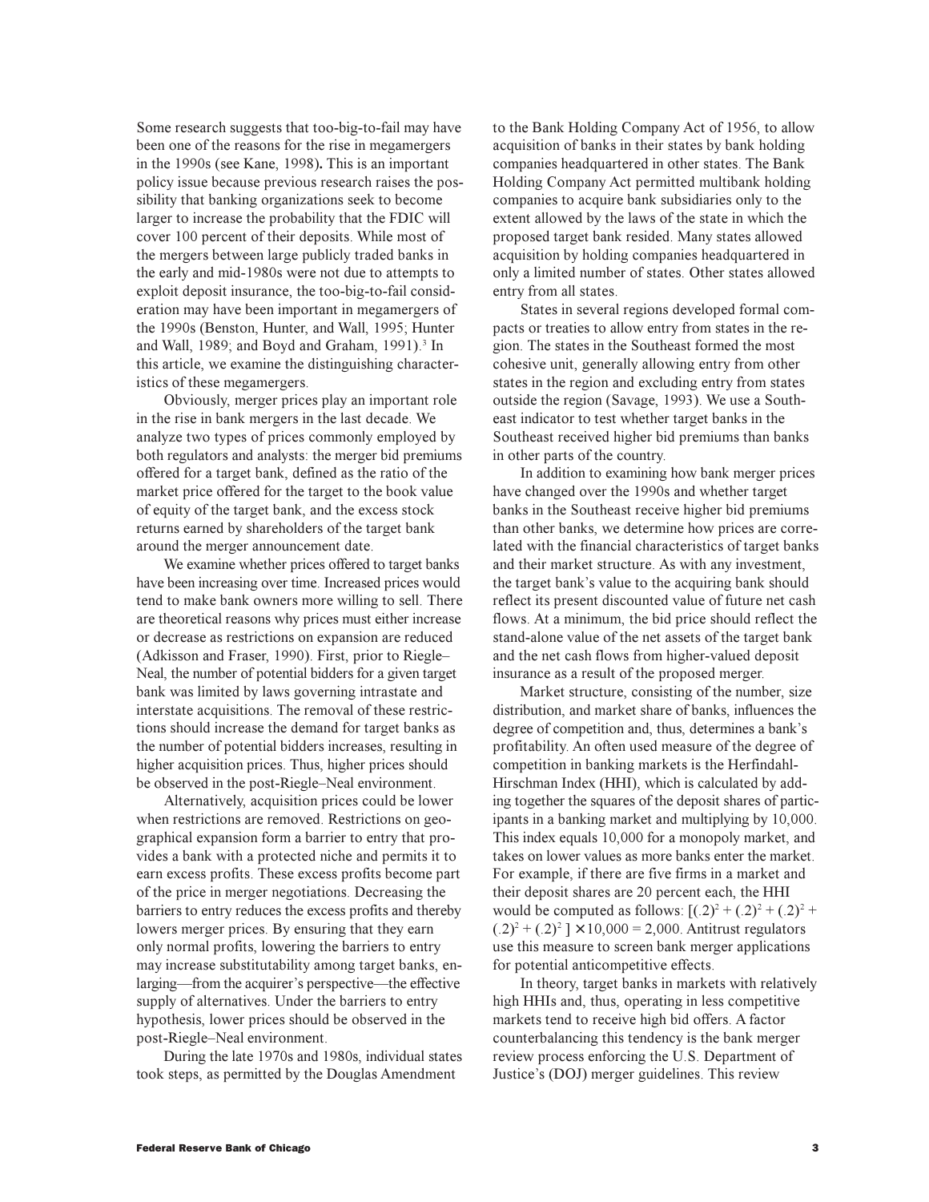Some research suggests that too-big-to-fail may have been one of the reasons for the rise in megamergers in the 1990s (see Kane, 1998). This is an important policy issue because previous research raises the possibility that banking organizations seek to become larger to increase the probability that the FDIC will cover 100 percent of their deposits. While most of the mergers between large publicly traded banks in the early and mid-1980s were not due to attempts to exploit deposit insurance, the too-big-to-fail consideration may have been important in megamergers of the 1990s (Benston, Hunter, and Wall, 1995; Hunter and Wall, 1989; and Boyd and Graham, 1991).[3] In this article, we examine the distinguishing characteristics of these megamergers.

Obviously, merger prices play an important role in the rise in bank mergers in the last decade. We analyze two types of prices commonly employed by both regulators and analysts: the merger bid premiums offered for a target bank, defined as the ratio of the market price offered for the target to the book value of equity of the target bank, and the excess stock returns earned by shareholders of the target bank around the merger announcement date.

We examine whether prices offered to target banks have been increasing over time. Increased prices would tend to make bank owners more willing to sell. There are theoretical reasons why prices must either increase or decrease as restrictions on expansion are reduced (Adkisson and Fraser, 1990). First, prior to Riegle–Neal, the number of potential bidders for a given target bank was limited by laws governing intrastate and interstate acquisitions. The removal of these restrictions should increase the demand for target banks as the number of potential bidders increases, resulting in higher acquisition prices. Thus, higher prices should be observed in the post-Riegle–Neal environment.

Alternatively, acquisition prices could be lower when restrictions are removed. Restrictions on geographical expansion form a barrier to entry that provides a bank with a protected niche and permits it to earn excess profits. These excess profits become part of the price in merger negotiations. Decreasing the barriers to entry reduces the excess profits and thereby lowers merger prices. By ensuring that they earn only normal profits, lowering the barriers to entry may increase substitutability among target banks, enlarging—from the acquirer's perspective—the effective supply of alternatives. Under the barriers to entry hypothesis, lower prices should be observed in the post-Riegle–Neal environment.

During the late 1970s and 1980s, individual states took steps, as permitted by the Douglas Amendment to the Bank Holding Company Act of 1956, to allow acquisition of banks in their states by bank holding companies headquartered in other states. The Bank Holding Company Act permitted multibank holding companies to acquire bank subsidiaries only to the extent allowed by the laws of the state in which the proposed target bank resided. Many states allowed acquisition by holding companies headquartered in only a limited number of states. Other states allowed entry from all states.

States in several regions developed formal compacts or treaties to allow entry from states in the region. The states in the Southeast formed the most cohesive unit, generally allowing entry from other states in the region and excluding entry from states outside the region (Savage, 1993). We use a Southeast indicator to test whether target banks in the Southeast received higher bid premiums than banks in other parts of the country.

In addition to examining how bank merger prices have changed over the 1990s and whether target banks in the Southeast receive higher bid premiums than other banks, we determine how prices are correlated with the financial characteristics of target banks and their market structure. As with any investment, the target bank's value to the acquiring bank should reflect its present discounted value of future net cash flows. At a minimum, the bid price should reflect the stand-alone value of the net assets of the target bank and the net cash flows from higher-valued deposit insurance as a result of the proposed merger.

Market structure, consisting of the number, size distribution, and market share of banks, influences the degree of competition and, thus, determines a bank's profitability. An often used measure of the degree of competition in banking markets is the Herfindahl-Hirschman Index (HHI), which is calculated by adding together the squares of the deposit shares of participants in a banking market and multiplying by 10,000. This index equals 10,000 for a monopoly market, and takes on lower values as more banks enter the market. For example, if there are five firms in a market and their deposit shares are 20 percent each, the HHI would be computed as follows: $[(.2)^2 + (.2)^2 + (.2)^2 + (.2)^2 + (.2)^2] \times 10{,}000 = 2{,}000$. Antitrust regulators use this measure to screen bank merger applications for potential anticompetitive effects.

In theory, target banks in markets with relatively high HHIs and, thus, operating in less competitive markets tend to receive high bid offers. A factor counterbalancing this tendency is the bank merger review process enforcing the U.S. Department of Justice's (DOJ) merger guidelines. This review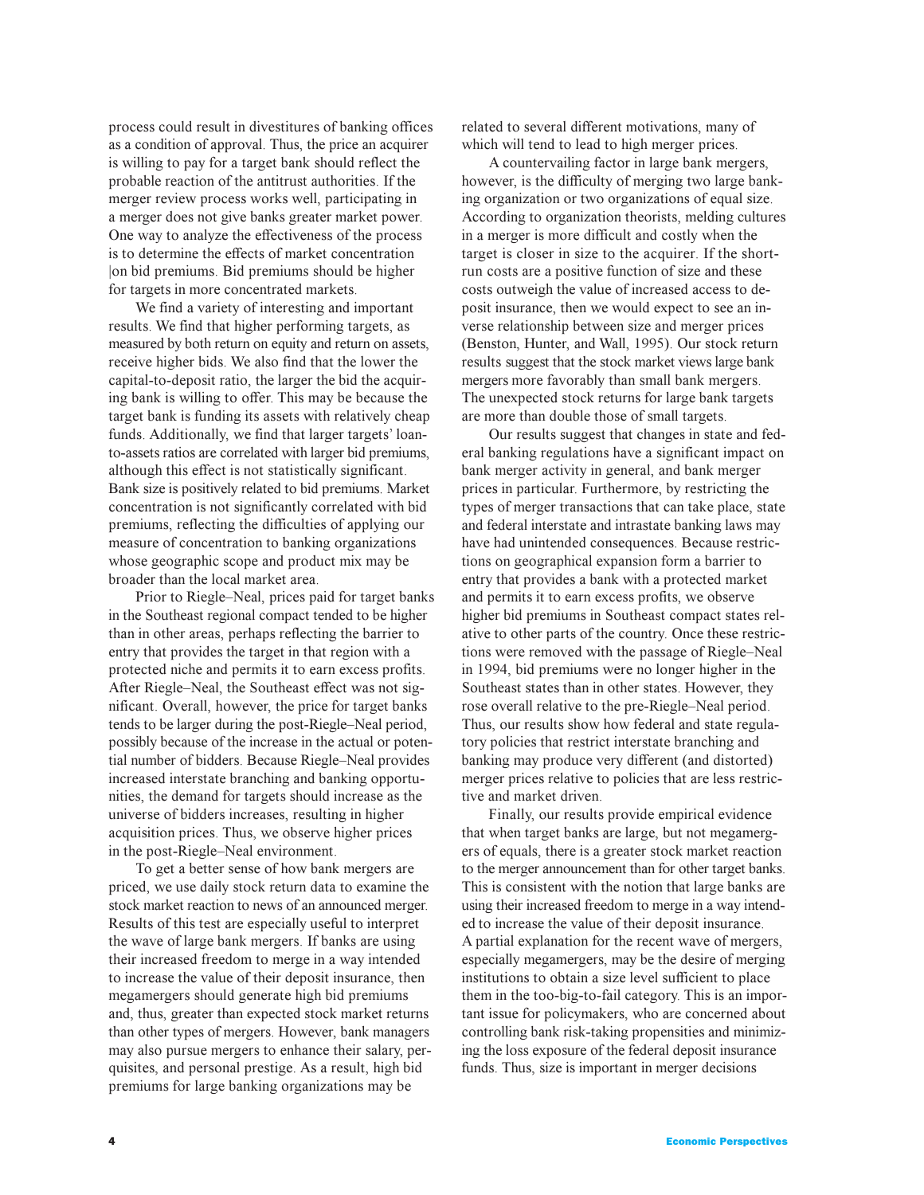process could result in divestitures of banking offices as a condition of approval. Thus, the price an acquirer is willing to pay for a target bank should reflect the probable reaction of the antitrust authorities. If the merger review process works well, participating in a merger does not give banks greater market power. One way to analyze the effectiveness of the process is to determine the effects of market concentration |on bid premiums. Bid premiums should be higher for targets in more concentrated markets.

We find a variety of interesting and important results. We find that higher performing targets, as measured by both return on equity and return on assets, receive higher bids. We also find that the lower the capital-to-deposit ratio, the larger the bid the acquiring bank is willing to offer. This may be because the target bank is funding its assets with relatively cheap funds. Additionally, we find that larger targets' loan-to-assets ratios are correlated with larger bid premiums, although this effect is not statistically significant. Bank size is positively related to bid premiums. Market concentration is not significantly correlated with bid premiums, reflecting the difficulties of applying our measure of concentration to banking organizations whose geographic scope and product mix may be broader than the local market area.

Prior to Riegle–Neal, prices paid for target banks in the Southeast regional compact tended to be higher than in other areas, perhaps reflecting the barrier to entry that provides the target in that region with a protected niche and permits it to earn excess profits. After Riegle–Neal, the Southeast effect was not significant. Overall, however, the price for target banks tends to be larger during the post-Riegle–Neal period, possibly because of the increase in the actual or potential number of bidders. Because Riegle–Neal provides increased interstate branching and banking opportunities, the demand for targets should increase as the universe of bidders increases, resulting in higher acquisition prices. Thus, we observe higher prices in the post-Riegle–Neal environment.

To get a better sense of how bank mergers are priced, we use daily stock return data to examine the stock market reaction to news of an announced merger. Results of this test are especially useful to interpret the wave of large bank mergers. If banks are using their increased freedom to merge in a way intended to increase the value of their deposit insurance, then megamergers should generate high bid premiums and, thus, greater than expected stock market returns than other types of mergers. However, bank managers may also pursue mergers to enhance their salary, perquisites, and personal prestige. As a result, high bid premiums for large banking organizations may be related to several different motivations, many of which will tend to lead to high merger prices.

A countervailing factor in large bank mergers, however, is the difficulty of merging two large banking organization or two organizations of equal size. According to organization theorists, melding cultures in a merger is more difficult and costly when the target is closer in size to the acquirer. If the short-run costs are a positive function of size and these costs outweigh the value of increased access to deposit insurance, then we would expect to see an inverse relationship between size and merger prices (Benston, Hunter, and Wall, 1995). Our stock return results suggest that the stock market views large bank mergers more favorably than small bank mergers. The unexpected stock returns for large bank targets are more than double those of small targets.

Our results suggest that changes in state and federal banking regulations have a significant impact on bank merger activity in general, and bank merger prices in particular. Furthermore, by restricting the types of merger transactions that can take place, state and federal interstate and intrastate banking laws may have had unintended consequences. Because restrictions on geographical expansion form a barrier to entry that provides a bank with a protected market and permits it to earn excess profits, we observe higher bid premiums in Southeast compact states relative to other parts of the country. Once these restrictions were removed with the passage of Riegle–Neal in 1994, bid premiums were no longer higher in the Southeast states than in other states. However, they rose overall relative to the pre-Riegle–Neal period. Thus, our results show how federal and state regulatory policies that restrict interstate branching and banking may produce very different (and distorted) merger prices relative to policies that are less restrictive and market driven.

Finally, our results provide empirical evidence that when target banks are large, but not megamergers of equals, there is a greater stock market reaction to the merger announcement than for other target banks. This is consistent with the notion that large banks are using their increased freedom to merge in a way intended to increase the value of their deposit insurance. A partial explanation for the recent wave of mergers, especially megamergers, may be the desire of merging institutions to obtain a size level sufficient to place them in the too-big-to-fail category. This is an important issue for policymakers, who are concerned about controlling bank risk-taking propensities and minimizing the loss exposure of the federal deposit insurance funds. Thus, size is important in merger decisions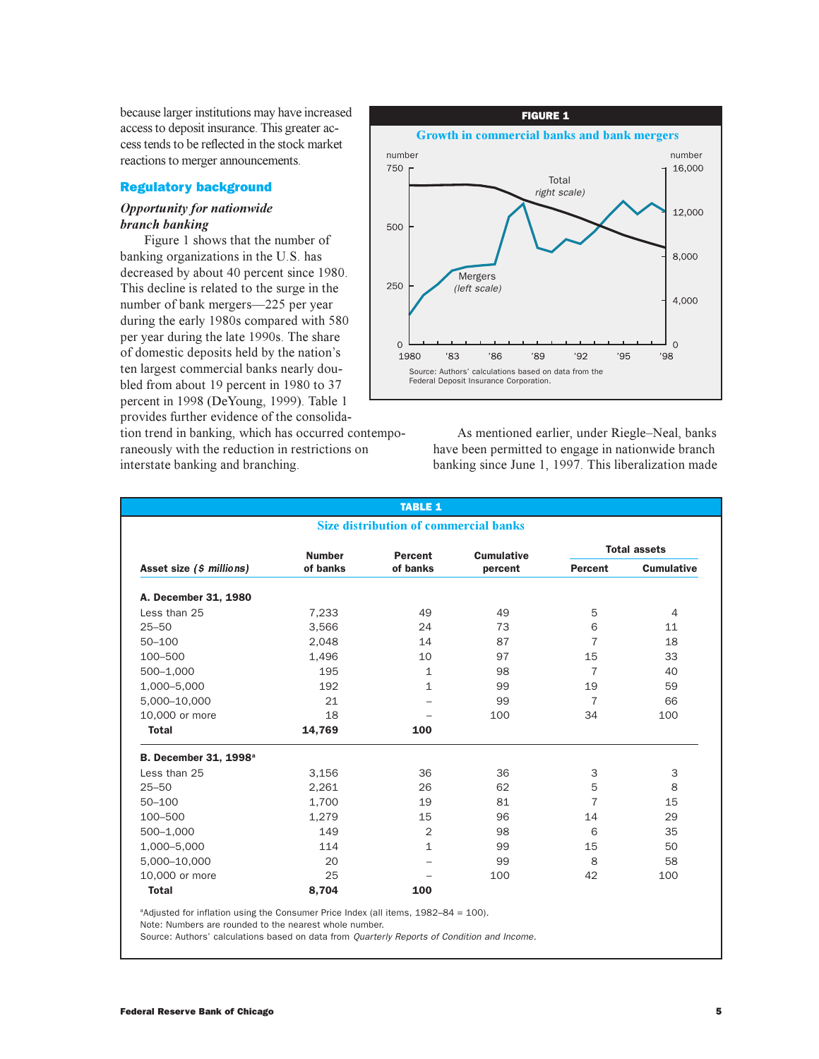because larger institutions may have increased access to deposit insurance. This greater access tends to be reflected in the stock market reactions to merger announcements.

## Regulatory background

### *Opportunity for nationwide branch banking*

Figure 1 shows that the number of banking organizations in the U.S. has decreased by about 40 percent since 1980. This decline is related to the surge in the number of bank mergers—225 per year during the early 1980s compared with 580 per year during the late 1990s. The share of domestic deposits held by the nation's ten largest commercial banks nearly doubled from about 19 percent in 1980 to 37 percent in 1998 (DeYoung, 1999). Table 1 provides further evidence of the consolidation trend in banking, which has occurred contemporaneously with the reduction in restrictions on interstate banking and branching.

**FIGURE 1**

**Growth in commercial banks and bank mergers**

Source: Authors' calculations based on data from the Federal Deposit Insurance Corporation.

As mentioned earlier, under Riegle–Neal, banks have been permitted to engage in nationwide branch banking since June 1, 1997. This liberalization made

**TABLE 1**

**Size distribution of commercial banks**

| Asset size (*$ millions*) | Number of banks | Percent of banks | Cumulative percent | Total assets | |
|---|---|---|---|---|---|
| | | | | Percent | Cumulative |
| **A. December 31, 1980** | | | | | |
| Less than 25 | 7,233 | 49 | 49 | 5 | 4 |
| 25–50 | 3,566 | 24 | 73 | 6 | 11 |
| 50–100 | 2,048 | 14 | 87 | 7 | 18 |
| 100–500 | 1,496 | 10 | 97 | 15 | 33 |
| 500–1,000 | 195 | 1 | 98 | 7 | 40 |
| 1,000–5,000 | 192 | 1 | 99 | 19 | 59 |
| 5,000–10,000 | 21 | – | 99 | 7 | 66 |
| 10,000 or more | 18 | – | 100 | 34 | 100 |
| **Total** | **14,769** | **100** | | | |
| **B. December 31, 1998[a]** | | | | | |
| Less than 25 | 3,156 | 36 | 36 | 3 | 3 |
| 25–50 | 2,261 | 26 | 62 | 5 | 8 |
| 50–100 | 1,700 | 19 | 81 | 7 | 15 |
| 100–500 | 1,279 | 15 | 96 | 14 | 29 |
| 500–1,000 | 149 | 2 | 98 | 6 | 35 |
| 1,000–5,000 | 114 | 1 | 99 | 15 | 50 |
| 5,000–10,000 | 20 | – | 99 | 8 | 58 |
| 10,000 or more | 25 | – | 100 | 42 | 100 |
| **Total** | **8,704** | **100** | | | |

[a]Adjusted for inflation using the Consumer Price Index (all items, 1982–84 = 100).
Note: Numbers are rounded to the nearest whole number.
Source: Authors' calculations based on data from *Quarterly Reports of Condition and Income.*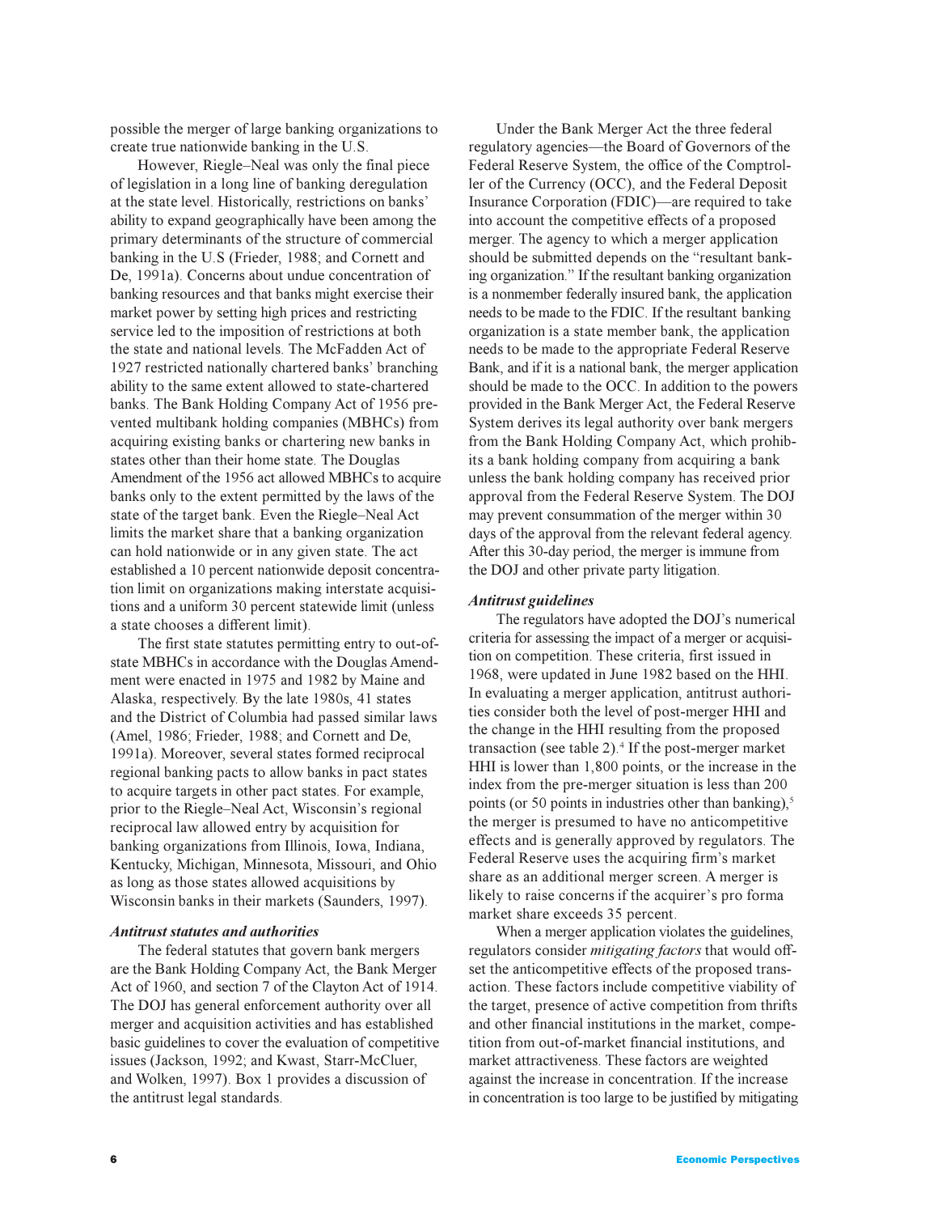possible the merger of large banking organizations to create true nationwide banking in the U.S.

However, Riegle–Neal was only the final piece of legislation in a long line of banking deregulation at the state level. Historically, restrictions on banks' ability to expand geographically have been among the primary determinants of the structure of commercial banking in the U.S (Frieder, 1988; and Cornett and De, 1991a). Concerns about undue concentration of banking resources and that banks might exercise their market power by setting high prices and restricting service led to the imposition of restrictions at both the state and national levels. The McFadden Act of 1927 restricted nationally chartered banks' branching ability to the same extent allowed to state-chartered banks. The Bank Holding Company Act of 1956 prevented multibank holding companies (MBHCs) from acquiring existing banks or chartering new banks in states other than their home state. The Douglas Amendment of the 1956 act allowed MBHCs to acquire banks only to the extent permitted by the laws of the state of the target bank. Even the Riegle–Neal Act limits the market share that a banking organization can hold nationwide or in any given state. The act established a 10 percent nationwide deposit concentration limit on organizations making interstate acquisitions and a uniform 30 percent statewide limit (unless a state chooses a different limit).

The first state statutes permitting entry to out-of-state MBHCs in accordance with the Douglas Amendment were enacted in 1975 and 1982 by Maine and Alaska, respectively. By the late 1980s, 41 states and the District of Columbia had passed similar laws (Amel, 1986; Frieder, 1988; and Cornett and De, 1991a). Moreover, several states formed reciprocal regional banking pacts to allow banks in pact states to acquire targets in other pact states. For example, prior to the Riegle–Neal Act, Wisconsin's regional reciprocal law allowed entry by acquisition for banking organizations from Illinois, Iowa, Indiana, Kentucky, Michigan, Minnesota, Missouri, and Ohio as long as those states allowed acquisitions by Wisconsin banks in their markets (Saunders, 1997).

### *Antitrust statutes and authorities*

The federal statutes that govern bank mergers are the Bank Holding Company Act, the Bank Merger Act of 1960, and section 7 of the Clayton Act of 1914. The DOJ has general enforcement authority over all merger and acquisition activities and has established basic guidelines to cover the evaluation of competitive issues (Jackson, 1992; and Kwast, Starr-McCluer, and Wolken, 1997). Box 1 provides a discussion of the antitrust legal standards.

Under the Bank Merger Act the three federal regulatory agencies—the Board of Governors of the Federal Reserve System, the office of the Comptroller of the Currency (OCC), and the Federal Deposit Insurance Corporation (FDIC)—are required to take into account the competitive effects of a proposed merger. The agency to which a merger application should be submitted depends on the "resultant banking organization." If the resultant banking organization is a nonmember federally insured bank, the application needs to be made to the FDIC. If the resultant banking organization is a state member bank, the application needs to be made to the appropriate Federal Reserve Bank, and if it is a national bank, the merger application should be made to the OCC. In addition to the powers provided in the Bank Merger Act, the Federal Reserve System derives its legal authority over bank mergers from the Bank Holding Company Act, which prohibits a bank holding company from acquiring a bank unless the bank holding company has received prior approval from the Federal Reserve System. The DOJ may prevent consummation of the merger within 30 days of the approval from the relevant federal agency. After this 30-day period, the merger is immune from the DOJ and other private party litigation.

### *Antitrust guidelines*

The regulators have adopted the DOJ's numerical criteria for assessing the impact of a merger or acquisition on competition. These criteria, first issued in 1968, were updated in June 1982 based on the HHI. In evaluating a merger application, antitrust authorities consider both the level of post-merger HHI and the change in the HHI resulting from the proposed transaction (see table 2).[4] If the post-merger market HHI is lower than 1,800 points, or the increase in the index from the pre-merger situation is less than 200 points (or 50 points in industries other than banking),[5] the merger is presumed to have no anticompetitive effects and is generally approved by regulators. The Federal Reserve uses the acquiring firm's market share as an additional merger screen. A merger is likely to raise concerns if the acquirer's pro forma market share exceeds 35 percent.

When a merger application violates the guidelines, regulators consider *mitigating factors* that would offset the anticompetitive effects of the proposed transaction. These factors include competitive viability of the target, presence of active competition from thrifts and other financial institutions in the market, competition from out-of-market financial institutions, and market attractiveness. These factors are weighted against the increase in concentration. If the increase in concentration is too large to be justified by mitigating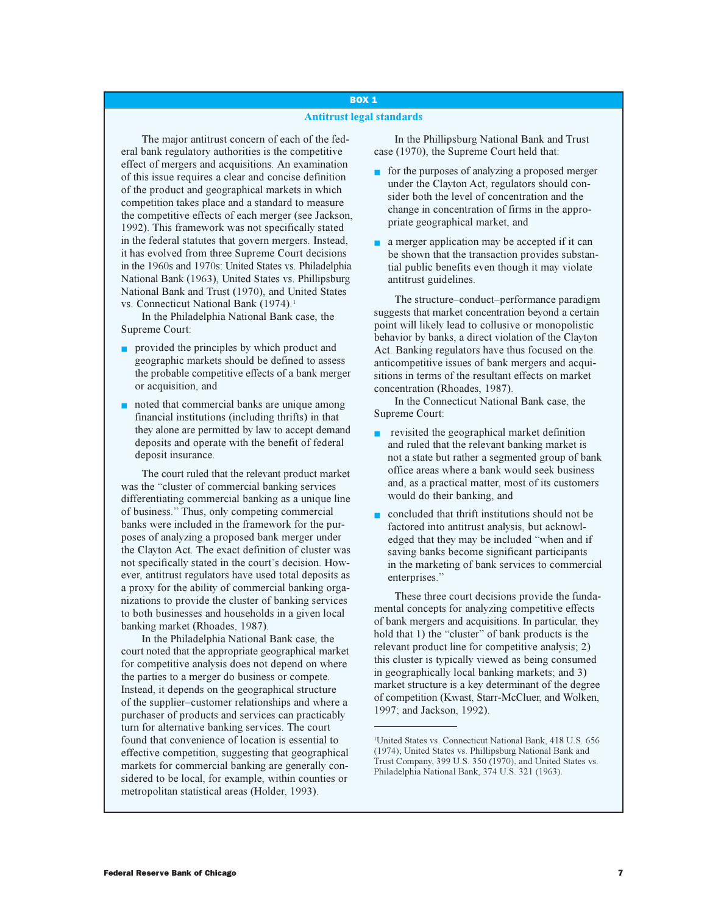## BOX 1

### Antitrust legal standards

The major antitrust concern of each of the federal bank regulatory authorities is the competitive effect of mergers and acquisitions. An examination of this issue requires a clear and concise definition of the product and geographical markets in which competition takes place and a standard to measure the competitive effects of each merger (see Jackson, 1992). This framework was not specifically stated in the federal statutes that govern mergers. Instead, it has evolved from three Supreme Court decisions in the 1960s and 1970s: United States vs. Philadelphia National Bank (1963), United States vs. Phillipsburg National Bank and Trust (1970), and United States vs. Connecticut National Bank (1974).[1]

In the Philadelphia National Bank case, the Supreme Court:

- provided the principles by which product and geographic markets should be defined to assess the probable competitive effects of a bank merger or acquisition, and
- noted that commercial banks are unique among financial institutions (including thrifts) in that they alone are permitted by law to accept demand deposits and operate with the benefit of federal deposit insurance.

The court ruled that the relevant product market was the "cluster of commercial banking services differentiating commercial banking as a unique line of business." Thus, only competing commercial banks were included in the framework for the purposes of analyzing a proposed bank merger under the Clayton Act. The exact definition of cluster was not specifically stated in the court's decision. However, antitrust regulators have used total deposits as a proxy for the ability of commercial banking organizations to provide the cluster of banking services to both businesses and households in a given local banking market (Rhoades, 1987).

In the Philadelphia National Bank case, the court noted that the appropriate geographical market for competitive analysis does not depend on where the parties to a merger do business or compete. Instead, it depends on the geographical structure of the supplier–customer relationships and where a purchaser of products and services can practicably turn for alternative banking services. The court found that convenience of location is essential to effective competition, suggesting that geographical markets for commercial banking are generally considered to be local, for example, within counties or metropolitan statistical areas (Holder, 1993).

In the Phillipsburg National Bank and Trust case (1970), the Supreme Court held that:

- for the purposes of analyzing a proposed merger under the Clayton Act, regulators should consider both the level of concentration and the change in concentration of firms in the appropriate geographical market, and
- a merger application may be accepted if it can be shown that the transaction provides substantial public benefits even though it may violate antitrust guidelines.

The structure–conduct–performance paradigm suggests that market concentration beyond a certain point will likely lead to collusive or monopolistic behavior by banks, a direct violation of the Clayton Act. Banking regulators have thus focused on the anticompetitive issues of bank mergers and acquisitions in terms of the resultant effects on market concentration (Rhoades, 1987).

In the Connecticut National Bank case, the Supreme Court:

- revisited the geographical market definition and ruled that the relevant banking market is not a state but rather a segmented group of bank office areas where a bank would seek business and, as a practical matter, most of its customers would do their banking, and
- concluded that thrift institutions should not be factored into antitrust analysis, but acknowledged that they may be included "when and if saving banks become significant participants in the marketing of bank services to commercial enterprises."

These three court decisions provide the fundamental concepts for analyzing competitive effects of bank mergers and acquisitions. In particular, they hold that 1) the "cluster" of bank products is the relevant product line for competitive analysis; 2) this cluster is typically viewed as being consumed in geographically local banking markets; and 3) market structure is a key determinant of the degree of competition (Kwast, Starr-McCluer, and Wolken, 1997; and Jackson, 1992).

---

[1]United States vs. Connecticut National Bank, 418 U.S. 656 (1974); United States vs. Phillipsburg National Bank and Trust Company, 399 U.S. 350 (1970), and United States vs. Philadelphia National Bank, 374 U.S. 321 (1963).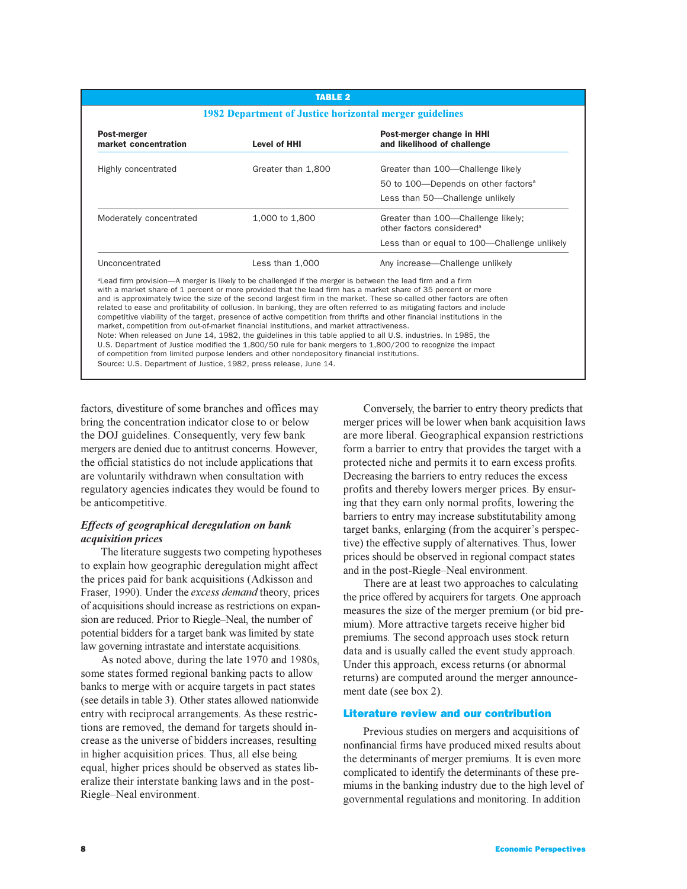**TABLE 2**

**1982 Department of Justice horizontal merger guidelines**

| Post-merger market concentration | Level of HHI | Post-merger change in HHI and likelihood of challenge |
|---|---|---|
| Highly concentrated | Greater than 1,800 | Greater than 100—Challenge likely |
| | | 50 to 100—Depends on other factors[a] |
| | | Less than 50—Challenge unlikely |
| Moderately concentrated | 1,000 to 1,800 | Greater than 100—Challenge likely; other factors considered[a] |
| | | Less than or equal to 100—Challenge unlikely |
| Unconcentrated | Less than 1,000 | Any increase—Challenge unlikely |

[a]Lead firm provision—A merger is likely to be challenged if the merger is between the lead firm and a firm with a market share of 1 percent or more provided that the lead firm has a market share of 35 percent or more and is approximately twice the size of the second largest firm in the market. These so-called other factors are often related to ease and profitability of collusion. In banking, they are often referred to as mitigating factors and include competitive viability of the target, presence of active competition from thrifts and other financial institutions in the market, competition from out-of-market financial institutions, and market attractiveness.

Note: When released on June 14, 1982, the guidelines in this table applied to all U.S. industries. In 1985, the U.S. Department of Justice modified the 1,800/50 rule for bank mergers to 1,800/200 to recognize the impact of competition from limited purpose lenders and other nondepository financial institutions.

Source: U.S. Department of Justice, 1982, press release, June 14.

factors, divestiture of some branches and offices may bring the concentration indicator close to or below the DOJ guidelines. Consequently, very few bank mergers are denied due to antitrust concerns. However, the official statistics do not include applications that are voluntarily withdrawn when consultation with regulatory agencies indicates they would be found to be anticompetitive.

### *Effects of geographical deregulation on bank acquisition prices*

The literature suggests two competing hypotheses to explain how geographic deregulation might affect the prices paid for bank acquisitions (Adkisson and Fraser, 1990). Under the *excess demand* theory, prices of acquisitions should increase as restrictions on expansion are reduced. Prior to Riegle–Neal, the number of potential bidders for a target bank was limited by state law governing intrastate and interstate acquisitions.

As noted above, during the late 1970 and 1980s, some states formed regional banking pacts to allow banks to merge with or acquire targets in pact states (see details in table 3). Other states allowed nationwide entry with reciprocal arrangements. As these restrictions are removed, the demand for targets should increase as the universe of bidders increases, resulting in higher acquisition prices. Thus, all else being equal, higher prices should be observed as states liberalize their interstate banking laws and in the post-Riegle–Neal environment.

Conversely, the barrier to entry theory predicts that merger prices will be lower when bank acquisition laws are more liberal. Geographical expansion restrictions form a barrier to entry that provides the target with a protected niche and permits it to earn excess profits. Decreasing the barriers to entry reduces the excess profits and thereby lowers merger prices. By ensuring that they earn only normal profits, lowering the barriers to entry may increase substitutability among target banks, enlarging (from the acquirer's perspective) the effective supply of alternatives. Thus, lower prices should be observed in regional compact states and in the post-Riegle–Neal environment.

There are at least two approaches to calculating the price offered by acquirers for targets. One approach measures the size of the merger premium (or bid premium). More attractive targets receive higher bid premiums. The second approach uses stock return data and is usually called the event study approach. Under this approach, excess returns (or abnormal returns) are computed around the merger announcement date (see box 2).

## Literature review and our contribution

Previous studies on mergers and acquisitions of nonfinancial firms have produced mixed results about the determinants of merger premiums. It is even more complicated to identify the determinants of these premiums in the banking industry due to the high level of governmental regulations and monitoring. In addition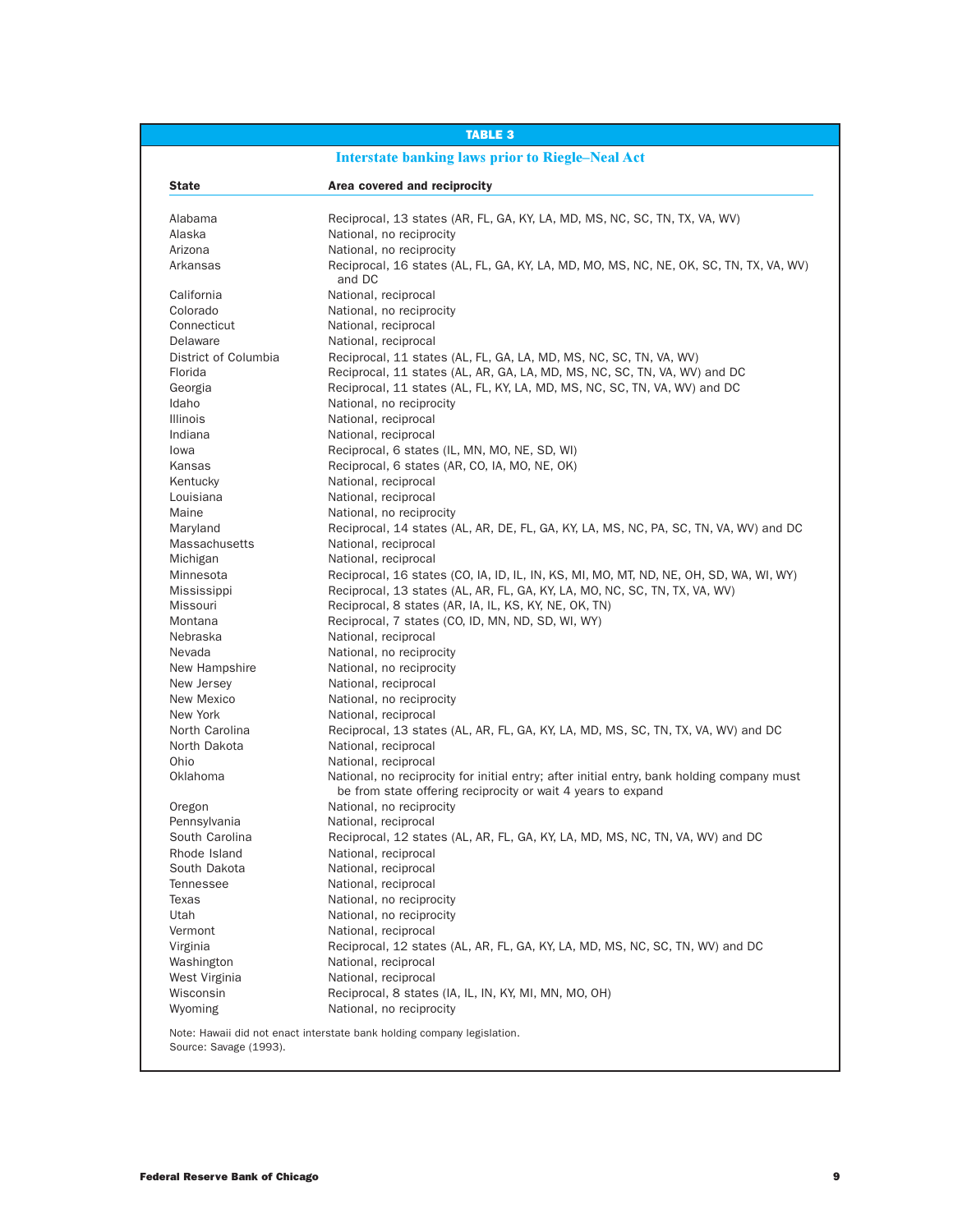**TABLE 3**

**Interstate banking laws prior to Riegle–Neal Act**

| State | Area covered and reciprocity |
|---|---|
| Alabama | Reciprocal, 13 states (AR, FL, GA, KY, LA, MD, MS, NC, SC, TN, TX, VA, WV) |
| Alaska | National, no reciprocity |
| Arizona | National, no reciprocity |
| Arkansas | Reciprocal, 16 states (AL, FL, GA, KY, LA, MD, MO, MS, NC, NE, OK, SC, TN, TX, VA, WV) and DC |
| California | National, reciprocal |
| Colorado | National, no reciprocity |
| Connecticut | National, reciprocal |
| Delaware | National, reciprocal |
| District of Columbia | Reciprocal, 11 states (AL, FL, GA, LA, MD, MS, NC, SC, TN, VA, WV) |
| Florida | Reciprocal, 11 states (AL, AR, GA, LA, MD, MS, NC, SC, TN, VA, WV) and DC |
| Georgia | Reciprocal, 11 states (AL, FL, KY, LA, MD, MS, NC, SC, TN, VA, WV) and DC |
| Idaho | National, no reciprocity |
| Illinois | National, reciprocal |
| Indiana | National, reciprocal |
| Iowa | Reciprocal, 6 states (IL, MN, MO, NE, SD, WI) |
| Kansas | Reciprocal, 6 states (AR, CO, IA, MO, NE, OK) |
| Kentucky | National, reciprocal |
| Louisiana | National, reciprocal |
| Maine | National, no reciprocity |
| Maryland | Reciprocal, 14 states (AL, AR, DE, FL, GA, KY, LA, MS, NC, PA, SC, TN, VA, WV) and DC |
| Massachusetts | National, reciprocal |
| Michigan | National, reciprocal |
| Minnesota | Reciprocal, 16 states (CO, IA, ID, IL, IN, KS, MI, MO, MT, ND, NE, OH, SD, WA, WI, WY) |
| Mississippi | Reciprocal, 13 states (AL, AR, FL, GA, KY, LA, MO, NC, SC, TN, TX, VA, WV) |
| Missouri | Reciprocal, 8 states (AR, IA, IL, KS, KY, NE, OK, TN) |
| Montana | Reciprocal, 7 states (CO, ID, MN, ND, SD, WI, WY) |
| Nebraska | National, reciprocal |
| Nevada | National, no reciprocity |
| New Hampshire | National, no reciprocity |
| New Jersey | National, reciprocal |
| New Mexico | National, no reciprocity |
| New York | National, reciprocal |
| North Carolina | Reciprocal, 13 states (AL, AR, FL, GA, KY, LA, MD, MS, SC, TN, TX, VA, WV) and DC |
| North Dakota | National, reciprocal |
| Ohio | National, reciprocal |
| Oklahoma | National, no reciprocity for initial entry; after initial entry, bank holding company must be from state offering reciprocity or wait 4 years to expand |
| Oregon | National, no reciprocity |
| Pennsylvania | National, reciprocal |
| South Carolina | Reciprocal, 12 states (AL, AR, FL, GA, KY, LA, MD, MS, NC, TN, VA, WV) and DC |
| Rhode Island | National, reciprocal |
| South Dakota | National, reciprocal |
| Tennessee | National, reciprocal |
| Texas | National, no reciprocity |
| Utah | National, no reciprocity |
| Vermont | National, reciprocal |
| Virginia | Reciprocal, 12 states (AL, AR, FL, GA, KY, LA, MD, MS, NC, SC, TN, WV) and DC |
| Washington | National, reciprocal |
| West Virginia | National, reciprocal |
| Wisconsin | Reciprocal, 8 states (IA, IL, IN, KY, MI, MN, MO, OH) |
| Wyoming | National, no reciprocity |

Note: Hawaii did not enact interstate bank holding company legislation.
Source: Savage (1993).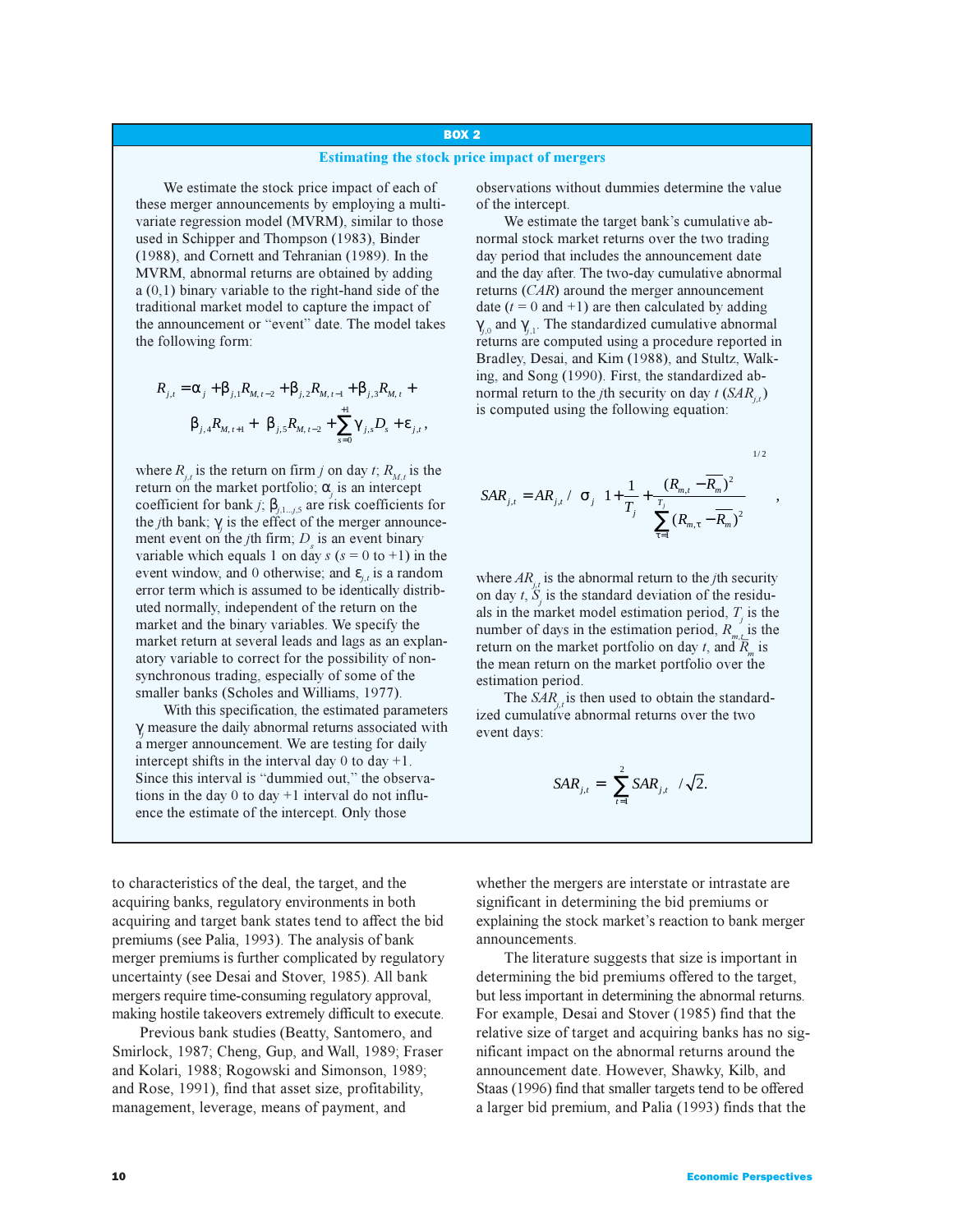**BOX 2**

### Estimating the stock price impact of mergers

We estimate the stock price impact of each of these merger announcements by employing a multivariate regression model (MVRM), similar to those used in Schipper and Thompson (1983), Binder (1988), and Cornett and Tehranian (1989). In the MVRM, abnormal returns are obtained by adding a (0,1) binary variable to the right-hand side of the traditional market model to capture the impact of the announcement or "event" date. The model takes the following form:

$$R_{j,t} = \alpha_j + \beta_{j,1} R_{M,t-2} + \beta_{j,2} R_{M,t-1} + \beta_{j,3} R_{M,t} + \beta_{j,4} R_{M,t+1} + \beta_{j,5} R_{M,t-2} + \sum_{s=0}^{+1} \gamma_{j,s} D_s + \varepsilon_{j,t},$$

where $R_{j,t}$ is the return on firm $j$ on day $t$; $R_{M,t}$ is the return on the market portfolio; $\alpha_j$ is an intercept coefficient for bank $j$; $\beta_{j,1\ldots j,5}$ are risk coefficients for the $j$th bank; $\gamma_j$ is the effect of the merger announcement event on the $j$th firm; $D_s$ is an event binary variable which equals 1 on day $s$ ($s$ = 0 to +1) in the event window, and 0 otherwise; and $\varepsilon_{j,t}$ is a random error term which is assumed to be identically distributed normally, independent of the return on the market and the binary variables. We specify the market return at several leads and lags as an explanatory variable to correct for the possibility of nonsynchronous trading, especially of some of the smaller banks (Scholes and Williams, 1977).

With this specification, the estimated parameters $\gamma_j$ measure the daily abnormal returns associated with a merger announcement. We are testing for daily intercept shifts in the interval day 0 to day +1. Since this interval is "dummied out," the observations in the day 0 to day +1 interval do not influence the estimate of the intercept. Only those observations without dummies determine the value of the intercept.

We estimate the target bank's cumulative abnormal stock market returns over the two trading day period that includes the announcement date and the day after. The two-day cumulative abnormal returns ($CAR$) around the merger announcement date ($t$ = 0 and +1) are then calculated by adding $\gamma_{j,0}$ and $\gamma_{j,1}$. The standardized cumulative abnormal returns are computed using a procedure reported in Bradley, Desai, and Kim (1988), and Stultz, Walking, and Song (1990). First, the standardized abnormal return to the $j$th security on day $t$ ($SAR_{j,t}$) is computed using the following equation:

$$SAR_{j,t} = AR_{j,t} \Big/ \sigma_j \left[ 1 + \frac{1}{T_j} + \frac{(R_{m,t} - \overline{R}_m)^2}{\sum_{\tau=1}^{T_j} (R_{m,\tau} - \overline{R}_m)^2} \right]^{1/2},$$

where $AR_{j,t}$ is the abnormal return to the $j$th security on day $t$, $S_j$ is the standard deviation of the residuals in the market model estimation period, $T_j$ is the number of days in the estimation period, $R_{m,t}$ is the return on the market portfolio on day $t$, and $\overline{R}_m$ is the mean return on the market portfolio over the estimation period.

The $SAR_{j,t}$ is then used to obtain the standardized cumulative abnormal returns over the two event days:

$$SAR_{j,t} = \sum_{t=1}^{2} SAR_{j,t} \Big/ \sqrt{2}.$$

---

to characteristics of the deal, the target, and the acquiring banks, regulatory environments in both acquiring and target bank states tend to affect the bid premiums (see Palia, 1993). The analysis of bank merger premiums is further complicated by regulatory uncertainty (see Desai and Stover, 1985). All bank mergers require time-consuming regulatory approval, making hostile takeovers extremely difficult to execute.

Previous bank studies (Beatty, Santomero, and Smirlock, 1987; Cheng, Gup, and Wall, 1989; Fraser and Kolari, 1988; Rogowski and Simonson, 1989; and Rose, 1991), find that asset size, profitability, management, leverage, means of payment, and whether the mergers are interstate or intrastate are significant in determining the bid premiums or explaining the stock market's reaction to bank merger announcements.

The literature suggests that size is important in determining the bid premiums offered to the target, but less important in determining the abnormal returns. For example, Desai and Stover (1985) find that the relative size of target and acquiring banks has no significant impact on the abnormal returns around the announcement date. However, Shawky, Kilb, and Staas (1996) find that smaller targets tend to be offered a larger bid premium, and Palia (1993) finds that the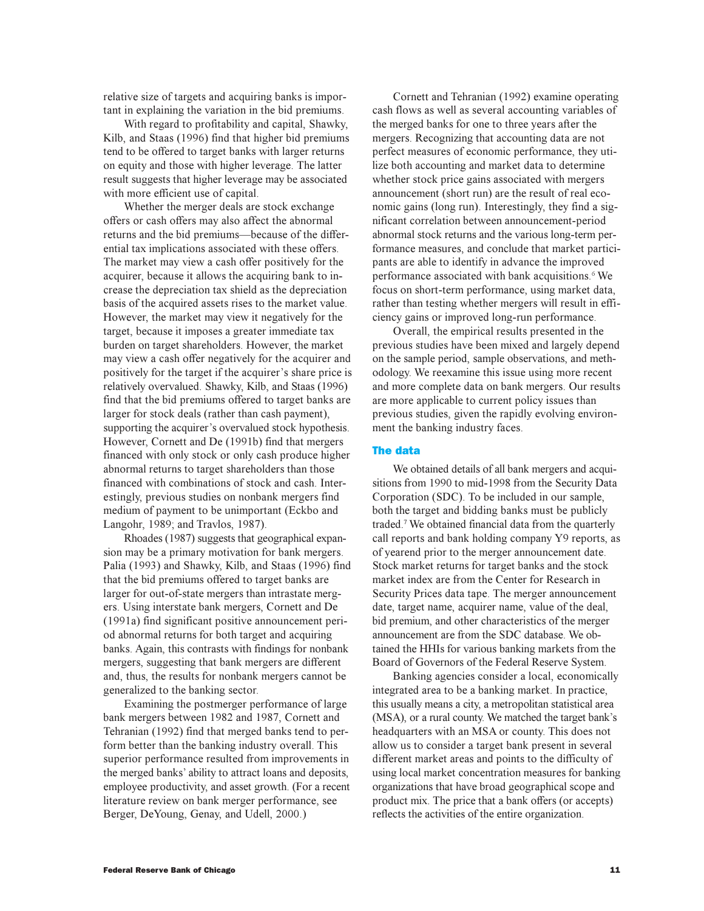relative size of targets and acquiring banks is important in explaining the variation in the bid premiums.

With regard to profitability and capital, Shawky, Kilb, and Staas (1996) find that higher bid premiums tend to be offered to target banks with larger returns on equity and those with higher leverage. The latter result suggests that higher leverage may be associated with more efficient use of capital.

Whether the merger deals are stock exchange offers or cash offers may also affect the abnormal returns and the bid premiums—because of the differential tax implications associated with these offers. The market may view a cash offer positively for the acquirer, because it allows the acquiring bank to increase the depreciation tax shield as the depreciation basis of the acquired assets rises to the market value. However, the market may view it negatively for the target, because it imposes a greater immediate tax burden on target shareholders. However, the market may view a cash offer negatively for the acquirer and positively for the target if the acquirer's share price is relatively overvalued. Shawky, Kilb, and Staas (1996) find that the bid premiums offered to target banks are larger for stock deals (rather than cash payment), supporting the acquirer's overvalued stock hypothesis. However, Cornett and De (1991b) find that mergers financed with only stock or only cash produce higher abnormal returns to target shareholders than those financed with combinations of stock and cash. Interestingly, previous studies on nonbank mergers find medium of payment to be unimportant (Eckbo and Langohr, 1989; and Travlos, 1987).

Rhoades (1987) suggests that geographical expansion may be a primary motivation for bank mergers. Palia (1993) and Shawky, Kilb, and Staas (1996) find that the bid premiums offered to target banks are larger for out-of-state mergers than intrastate mergers. Using interstate bank mergers, Cornett and De (1991a) find significant positive announcement period abnormal returns for both target and acquiring banks. Again, this contrasts with findings for nonbank mergers, suggesting that bank mergers are different and, thus, the results for nonbank mergers cannot be generalized to the banking sector.

Examining the postmerger performance of large bank mergers between 1982 and 1987, Cornett and Tehranian (1992) find that merged banks tend to perform better than the banking industry overall. This superior performance resulted from improvements in the merged banks' ability to attract loans and deposits, employee productivity, and asset growth. (For a recent literature review on bank merger performance, see Berger, DeYoung, Genay, and Udell, 2000.)

Cornett and Tehranian (1992) examine operating cash flows as well as several accounting variables of the merged banks for one to three years after the mergers. Recognizing that accounting data are not perfect measures of economic performance, they utilize both accounting and market data to determine whether stock price gains associated with mergers announcement (short run) are the result of real economic gains (long run). Interestingly, they find a significant correlation between announcement-period abnormal stock returns and the various long-term performance measures, and conclude that market participants are able to identify in advance the improved performance associated with bank acquisitions.[6] We focus on short-term performance, using market data, rather than testing whether mergers will result in efficiency gains or improved long-run performance.

Overall, the empirical results presented in the previous studies have been mixed and largely depend on the sample period, sample observations, and methodology. We reexamine this issue using more recent and more complete data on bank mergers. Our results are more applicable to current policy issues than previous studies, given the rapidly evolving environment the banking industry faces.

## The data

We obtained details of all bank mergers and acquisitions from 1990 to mid-1998 from the Security Data Corporation (SDC). To be included in our sample, both the target and bidding banks must be publicly traded.[7] We obtained financial data from the quarterly call reports and bank holding company Y9 reports, as of yearend prior to the merger announcement date. Stock market returns for target banks and the stock market index are from the Center for Research in Security Prices data tape. The merger announcement date, target name, acquirer name, value of the deal, bid premium, and other characteristics of the merger announcement are from the SDC database. We obtained the HHIs for various banking markets from the Board of Governors of the Federal Reserve System.

Banking agencies consider a local, economically integrated area to be a banking market. In practice, this usually means a city, a metropolitan statistical area (MSA), or a rural county. We matched the target bank's headquarters with an MSA or county. This does not allow us to consider a target bank present in several different market areas and points to the difficulty of using local market concentration measures for banking organizations that have broad geographical scope and product mix. The price that a bank offers (or accepts) reflects the activities of the entire organization.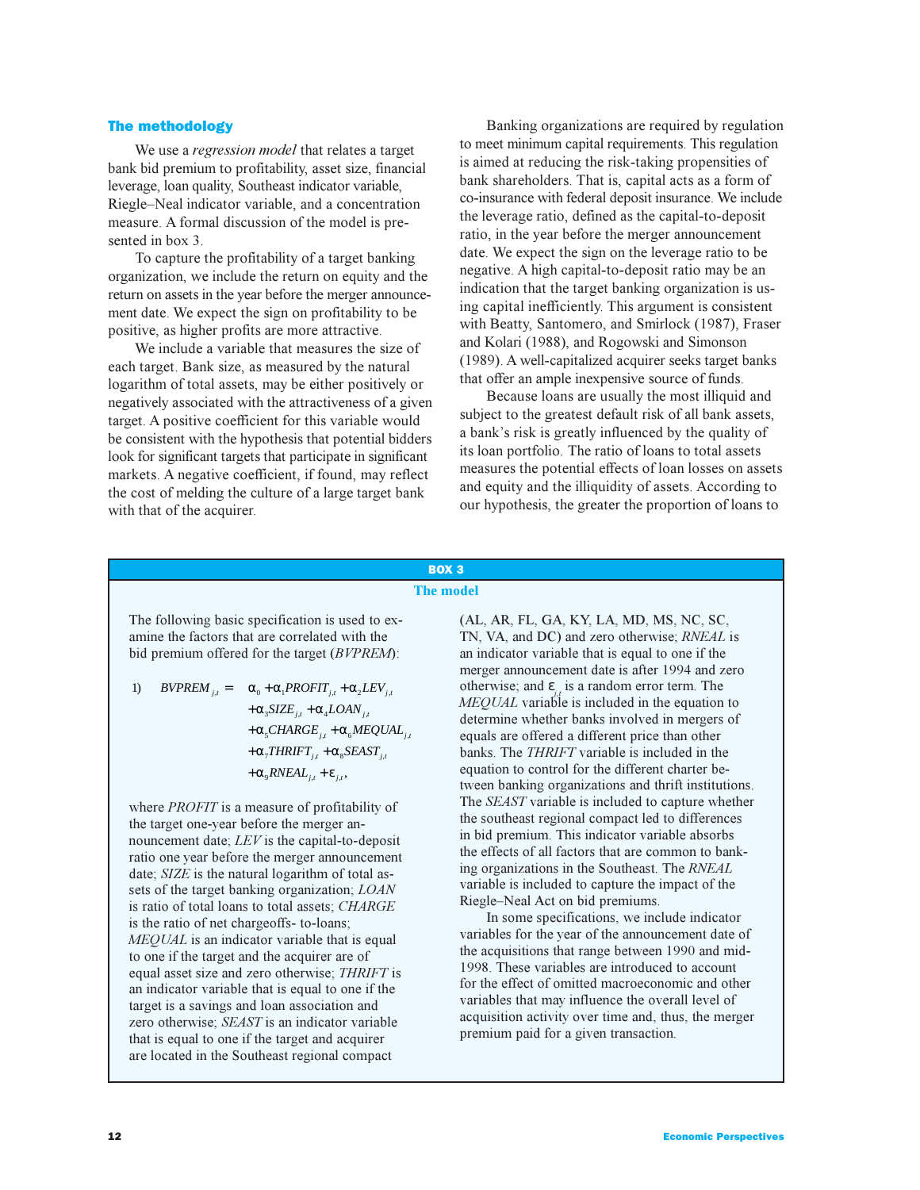## The methodology

We use a *regression model* that relates a target bank bid premium to profitability, asset size, financial leverage, loan quality, Southeast indicator variable, Riegle–Neal indicator variable, and a concentration measure. A formal discussion of the model is presented in box 3.

To capture the profitability of a target banking organization, we include the return on equity and the return on assets in the year before the merger announcement date. We expect the sign on profitability to be positive, as higher profits are more attractive.

We include a variable that measures the size of each target. Bank size, as measured by the natural logarithm of total assets, may be either positively or negatively associated with the attractiveness of a given target. A positive coefficient for this variable would be consistent with the hypothesis that potential bidders look for significant targets that participate in significant markets. A negative coefficient, if found, may reflect the cost of melding the culture of a large target bank with that of the acquirer.

Banking organizations are required by regulation to meet minimum capital requirements. This regulation is aimed at reducing the risk-taking propensities of bank shareholders. That is, capital acts as a form of co-insurance with federal deposit insurance. We include the leverage ratio, defined as the capital-to-deposit ratio, in the year before the merger announcement date. We expect the sign on the leverage ratio to be negative. A high capital-to-deposit ratio may be an indication that the target banking organization is using capital inefficiently. This argument is consistent with Beatty, Santomero, and Smirlock (1987), Fraser and Kolari (1988), and Rogowski and Simonson (1989). A well-capitalized acquirer seeks target banks that offer an ample inexpensive source of funds.

Because loans are usually the most illiquid and subject to the greatest default risk of all bank assets, a bank's risk is greatly influenced by the quality of its loan portfolio. The ratio of loans to total assets measures the potential effects of loan losses on assets and equity and the illiquidity of assets. According to our hypothesis, the greater the proportion of loans to

---

**BOX 3**

### The model

The following basic specification is used to examine the factors that are correlated with the bid premium offered for the target (*BVPREM*):

$$\text{1)}\quad BVPREM_{j,t} = \alpha_0 + \alpha_1 PROFIT_{j,t} + \alpha_2 LEV_{j,t} + \alpha_3 SIZE_{j,t} + \alpha_4 LOAN_{j,t} + \alpha_5 CHARGE_{j,t} + \alpha_6 MEQUAL_{j,t} + \alpha_7 THRIFT_{j,t} + \alpha_8 SEAST_{j,t} + \alpha_9 RNEAL_{j,t} + \varepsilon_{j,t},$$

where *PROFIT* is a measure of profitability of the target one-year before the announcement date; *LEV* is the capital-to-deposit ratio one year before the merger announcement date; *SIZE* is the natural logarithm of total assets of the target banking organization; *LOAN* is ratio of total loans to total assets; *CHARGE* is the ratio of net chargeoffs- to-loans; *MEQUAL* is an indicator variable that is equal to one if the target and the acquirer are of equal asset size and zero otherwise; *THRIFT* is an indicator variable that is equal to one if the target is a savings and loan association and zero otherwise; *SEAST* is an indicator variable that is equal to one if the target and acquirer are located in the Southeast regional compact (AL, AR, FL, GA, KY, LA, MD, MS, NC, SC, TN, VA, and DC) and zero otherwise; *RNEAL* is an indicator variable that is equal to one if the merger announcement date is after 1994 and zero otherwise; and $\varepsilon_{j,t}$ is a random error term. The *MEQUAL* variable is included in the equation to determine whether banks involved in mergers of equals are offered a different price than other banks. The *THRIFT* variable is included in the equation to control for the different charter between banking organizations and thrift institutions. The *SEAST* variable is included to capture whether the southeast regional compact led to differences in bid premium. This indicator variable absorbs the effects of all factors that are common to banking organizations in the Southeast. The *RNEAL* variable is included to capture the impact of the Riegle–Neal Act on bid premiums.

In some specifications, we include indicator variables for the year of the announcement date of the acquisitions that range between 1990 and mid-1998. These variables are introduced to account for the effect of omitted macroeconomic and other variables that may influence the overall level of acquisition activity over time and, thus, the merger premium paid for a given transaction.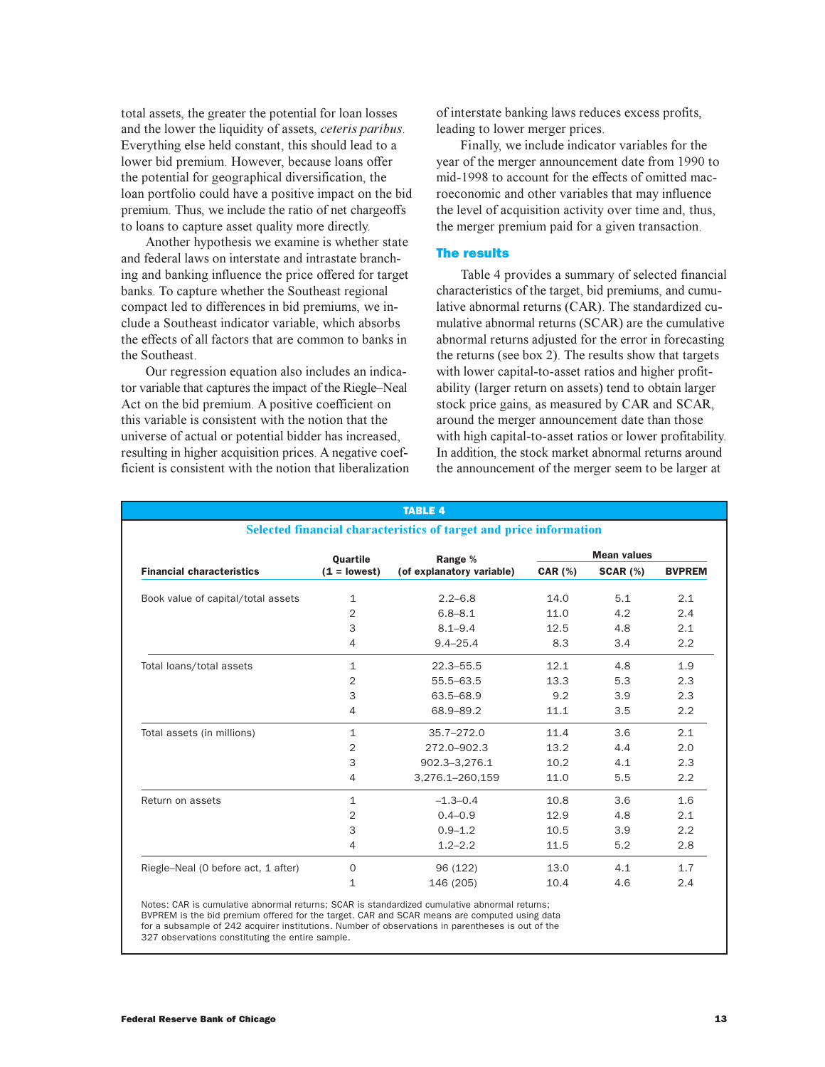total assets, the greater the potential for loan losses and the lower the liquidity of assets, *ceteris paribus*. Everything else held constant, this should lead to a lower bid premium. However, because loans offer the potential for geographical diversification, the loan portfolio could have a positive impact on the bid premium. Thus, we include the ratio of net chargeoffs to loans to capture asset quality more directly.

Another hypothesis we examine is whether state and federal laws on interstate and intrastate branching and banking influence the price offered for target banks. To capture whether the Southeast regional compact led to differences in bid premiums, we include a Southeast indicator variable, which absorbs the effects of all factors that are common to banks in the Southeast.

Our regression equation also includes an indicator variable that captures the impact of the Riegle–Neal Act on the bid premium. A positive coefficient on this variable is consistent with the notion that the universe of actual or potential bidder has increased, resulting in higher acquisition prices. A negative coefficient is consistent with the notion that liberalization of interstate banking laws reduces excess profits, leading to lower merger prices.

Finally, we include indicator variables for the year of the merger announcement date from 1990 to mid-1998 to account for the effects of omitted macroeconomic and other variables that may influence the level of acquisition activity over time and, thus, the merger premium paid for a given transaction.

## The results

Table 4 provides a summary of selected financial characteristics of the target, bid premiums, and cumulative abnormal returns (CAR). The standardized cumulative abnormal returns (SCAR) are the cumulative abnormal returns adjusted for the error in forecasting the returns (see box 2). The results show that targets with lower capital-to-asset ratios and higher profitability (larger return on assets) tend to obtain larger stock price gains, as measured by CAR and SCAR, around the merger announcement date than those with high capital-to-asset ratios or lower profitability. In addition, the stock market abnormal returns around the announcement of the merger seem to be larger at

**TABLE 4**

**Selected financial characteristics of target and price information**

| Financial characteristics | Quartile (1 = lowest) | Range % (of explanatory variable) | Mean values CAR (%) | SCAR (%) | BVPREM |
|---|---|---|---|---|---|
| Book value of capital/total assets | 1 | 2.2–6.8 | 14.0 | 5.1 | 2.1 |
| | 2 | 6.8–8.1 | 11.0 | 4.2 | 2.4 |
| | 3 | 8.1–9.4 | 12.5 | 4.8 | 2.1 |
| | 4 | 9.4–25.4 | 8.3 | 3.4 | 2.2 |
| Total loans/total assets | 1 | 22.3–55.5 | 12.1 | 4.8 | 1.9 |
| | 2 | 55.5–63.5 | 13.3 | 5.3 | 2.3 |
| | 3 | 63.5–68.9 | 9.2 | 3.9 | 2.3 |
| | 4 | 68.9–89.2 | 11.1 | 3.5 | 2.2 |
| Total assets (in millions) | 1 | 35.7–272.0 | 11.4 | 3.6 | 2.1 |
| | 2 | 272.0–902.3 | 13.2 | 4.4 | 2.0 |
| | 3 | 902.3–3,276.1 | 10.2 | 4.1 | 2.3 |
| | 4 | 3,276.1–260,159 | 11.0 | 5.5 | 2.2 |
| Return on assets | 1 | –1.3–0.4 | 10.8 | 3.6 | 1.6 |
| | 2 | 0.4–0.9 | 12.9 | 4.8 | 2.1 |
| | 3 | 0.9–1.2 | 10.5 | 3.9 | 2.2 |
| | 4 | 1.2–2.2 | 11.5 | 5.2 | 2.8 |
| Riegle–Neal (0 before act, 1 after) | 0 | 96 (122) | 13.0 | 4.1 | 1.7 |
| | 1 | 146 (205) | 10.4 | 4.6 | 2.4 |

Notes: CAR is cumulative abnormal returns; SCAR is standardized cumulative abnormal returns; BVPREM is the bid premium offered for the target. CAR and SCAR means are computed using data for a subsample of 242 acquirer institutions. Number of observations in parentheses is out of the 327 observations constituting the entire sample.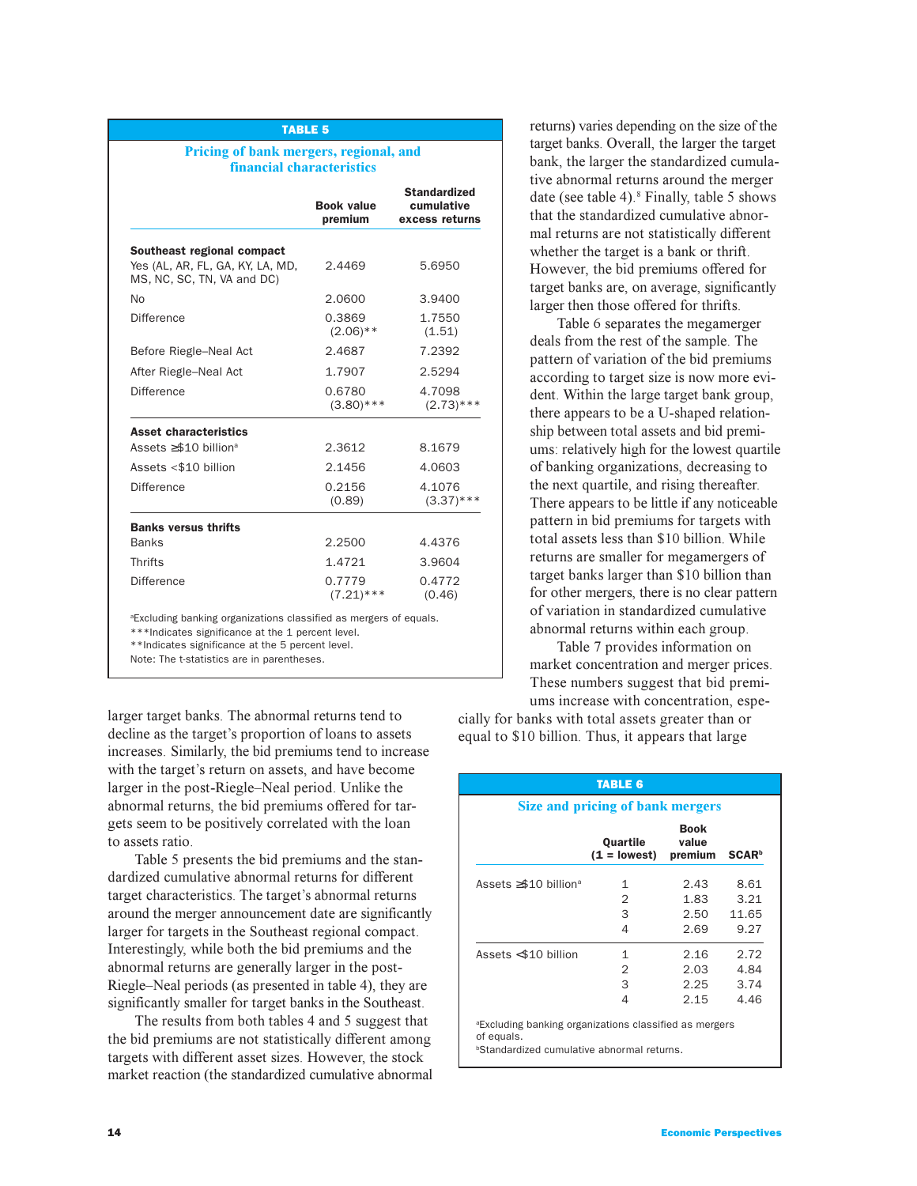**TABLE 5**

**Pricing of bank mergers, regional, and financial characteristics**

| | Book value premium | Standardized cumulative excess returns |
|---|---|---|
| **Southeast regional compact** | | |
| Yes (AL, AR, FL, GA, KY, LA, MD, MS, NC, SC, TN, VA and DC) | 2.4469 | 5.6950 |
| No | 2.0600 | 3.9400 |
| Difference | 0.3869 (2.06)** | 1.7550 (1.51) |
| Before Riegle–Neal Act | 2.4687 | 7.2392 |
| After Riegle–Neal Act | 1.7907 | 2.5294 |
| Difference | 0.6780 (3.80)*** | 4.7098 (2.73)*** |
| **Asset characteristics** | | |
| Assets ≥$10 billion[a] | 2.3612 | 8.1679 |
| Assets <$10 billion | 2.1456 | 4.0603 |
| Difference | 0.2156 (0.89) | 4.1076 (3.37)*** |
| **Banks versus thrifts** | | |
| Banks | 2.2500 | 4.4376 |
| Thrifts | 1.4721 | 3.9604 |
| Difference | 0.7779 (7.21)*** | 0.4772 (0.46) |

[a]Excluding banking organizations classified as mergers of equals.
***Indicates significance at the 1 percent level.
**Indicates significance at the 5 percent level.
Note: The t-statistics are in parentheses.

larger target banks. The abnormal returns tend to decline as the target's proportion of loans to assets increases. Similarly, the bid premiums tend to increase with the target's return on assets, and have become larger in the post-Riegle–Neal period. Unlike the abnormal returns, the bid premiums offered for targets seem to be positively correlated with the loan to assets ratio.

Table 5 presents the bid premiums and the standardized cumulative abnormal returns for different target characteristics. The target's abnormal returns around the merger announcement date are significantly larger for targets in the Southeast regional compact. Interestingly, while both the bid premiums and the abnormal returns are generally larger in the post-Riegle–Neal periods (as presented in table 4), they are significantly smaller for target banks in the Southeast.

The results from both tables 4 and 5 suggest that the bid premiums are not statistically different among targets with different asset sizes. However, the stock market reaction (the standardized cumulative abnormal returns) varies depending on the size of the target banks. Overall, the larger the target bank, the larger the standardized cumulative abnormal returns around the merger date (see table 4).[8] Finally, table 5 shows that the standardized cumulative abnormal returns are not statistically different whether the target is a bank or thrift. However, the bid premiums offered for target banks are, on average, significantly larger then those offered for thrifts.

Table 6 separates the megamerger deals from the rest of the sample. The pattern of variation of the bid premiums according to target size is now more evident. Within the large target bank group, there appears to be a U-shaped relationship between total assets and bid premiums: relatively high for the lowest quartile of banking organizations, decreasing to the next quartile, and rising thereafter. There appears to be little if any noticeable pattern in bid premiums for targets with total assets less than $10 billion. While returns are smaller for megamergers of target banks larger than $10 billion than for other mergers, there is no clear pattern of variation in standardized cumulative abnormal returns within each group.

Table 7 provides information on market concentration and merger prices. These numbers suggest that bid premiums increase with concentration, especially for banks with total assets greater than or equal to $10 billion. Thus, it appears that large

**TABLE 6**

**Size and pricing of bank mergers**

| | Quartile (1 = lowest) | Book value premium | SCAR[b] |
|---|---|---|---|
| Assets ≥$10 billion[a] | 1 | 2.43 | 8.61 |
| | 2 | 1.83 | 3.21 |
| | 3 | 2.50 | 11.65 |
| | 4 | 2.69 | 9.27 |
| Assets <$10 billion | 1 | 2.16 | 2.72 |
| | 2 | 2.03 | 4.84 |
| | 3 | 2.25 | 3.74 |
| | 4 | 2.15 | 4.46 |

[a]Excluding banking organizations classified as mergers of equals.
[b]Standardized cumulative abnormal returns.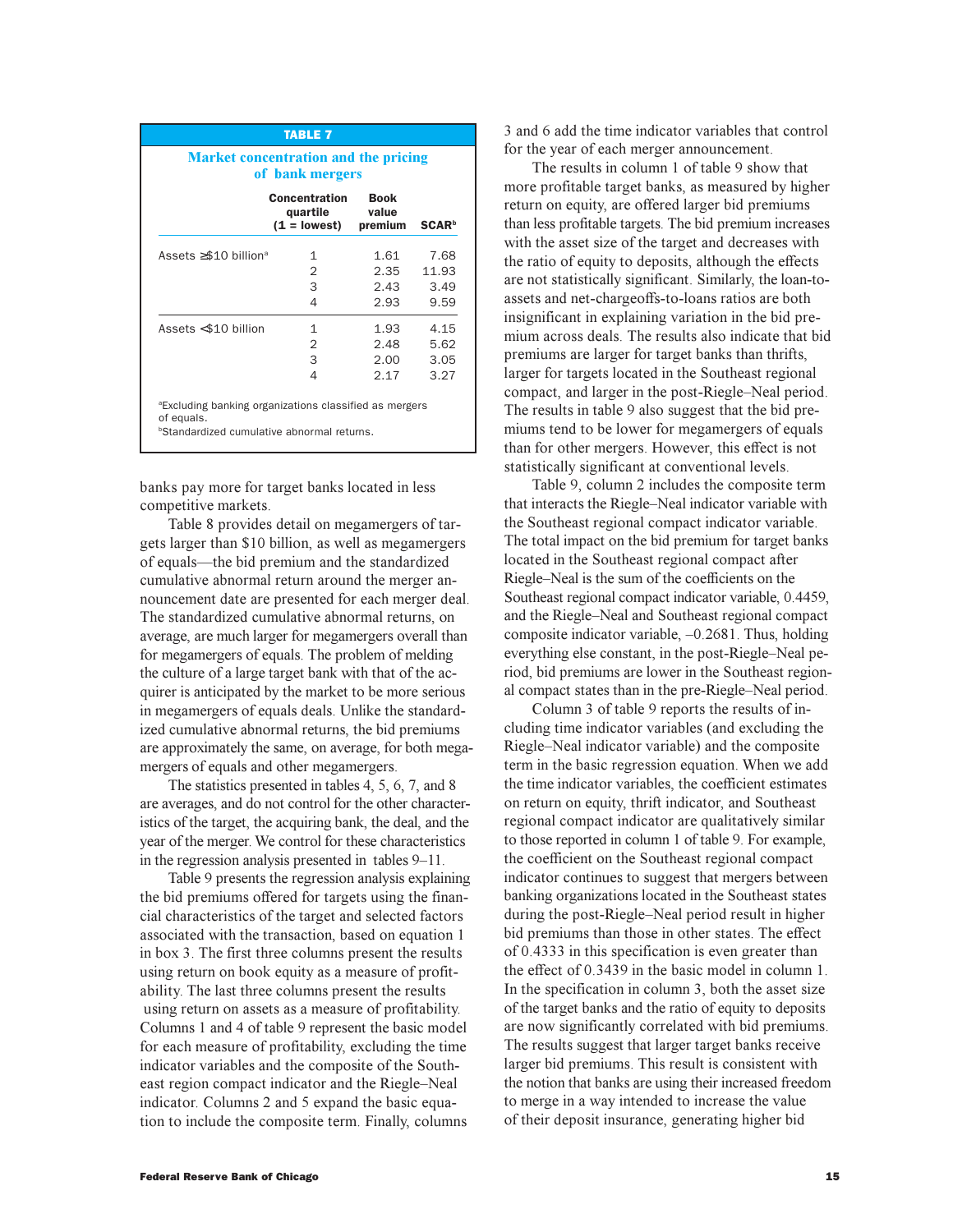**TABLE 7**

**Market concentration and the pricing of bank mergers**

| | Concentration quartile (1 = lowest) | Book value premium | SCAR[b] |
|---|---|---|---|
| Assets ≥$10 billion[a] | 1 | 1.61 | 7.68 |
| | 2 | 2.35 | 11.93 |
| | 3 | 2.43 | 3.49 |
| | 4 | 2.93 | 9.59 |
| Assets <$10 billion | 1 | 1.93 | 4.15 |
| | 2 | 2.48 | 5.62 |
| | 3 | 2.00 | 3.05 |
| | 4 | 2.17 | 3.27 |

[a]Excluding banking organizations classified as mergers of equals.
[b]Standardized cumulative abnormal returns.

banks pay more for target banks located in less competitive markets.

Table 8 provides detail on megamergers of targets larger than \$10 billion, as well as megamergers of equals—the bid premium and the standardized cumulative abnormal return around the merger announcement date are presented for each merger deal. The standardized cumulative abnormal returns, on average, are much larger for megamergers overall than for megamergers of equals. The problem of melding the culture of a large target bank with that of the acquirer is anticipated by the market to be more serious in megamergers of equals deals. Unlike the standardized cumulative abnormal returns, the bid premiums are approximately the same, on average, for both megamergers of equals and other megamergers.

The statistics presented in tables 4, 5, 6, 7, and 8 are averages, and do not control for the other characteristics of the target, the acquiring bank, the deal, and the year of the merger. We control for these characteristics in the regression analysis presented in tables 9–11.

Table 9 presents the regression analysis explaining the bid premiums offered for targets using the financial characteristics of the target and selected factors associated with the transaction, based on equation 1 in box 3. The first three columns present the results using return on book equity as a measure of profitability. The last three columns present the results using return on assets as a measure of profitability. Columns 1 and 4 of table 9 represent the basic model for each measure of profitability, excluding the time indicator variables and the composite of the Southeast region compact indicator and the Riegle–Neal indicator. Columns 2 and 5 expand the basic equation to include the composite term. Finally, columns 3 and 6 add the time indicator variables that control for the year of each merger announcement.

The results in column 1 of table 9 show that more profitable target banks, as measured by higher return on equity, are offered larger bid premiums than less profitable targets. The bid premium increases with the asset size of the target and decreases with the ratio of equity to deposits, although the effects are not statistically significant. Similarly, the loan-to-assets and net-chargeoffs-to-loans ratios are both insignificant in explaining variation in the bid premium across deals. The results also indicate that bid premiums are larger for target banks than thrifts, larger for targets located in the Southeast regional compact, and larger in the post-Riegle–Neal period. The results in table 9 also suggest that the bid premiums tend to be lower for megamergers of equals than for other mergers. However, this effect is not statistically significant at conventional levels.

Table 9, column 2 includes the composite term that interacts the Riegle–Neal indicator variable with the Southeast regional compact indicator variable. The total impact on the bid premium for target banks located in the Southeast regional compact after Riegle–Neal is the sum of the coefficients on the Southeast regional compact indicator variable, 0.4459, and the Riegle–Neal and Southeast regional compact composite indicator variable, –0.2681. Thus, holding everything else constant, in the post-Riegle–Neal period, bid premiums are lower in the Southeast regional compact states than in the pre-Riegle–Neal period.

Column 3 of table 9 reports the results of including time indicator variables (and excluding the Riegle–Neal indicator variable) and the composite term in the basic regression equation. When we add the time indicator variables, the coefficient estimates on return on equity, thrift indicator, and Southeast regional compact indicator are qualitatively similar to those reported in column 1 of table 9. For example, the coefficient on the Southeast regional compact indicator continues to suggest that mergers between banking organizations located in the Southeast states during the post-Riegle–Neal period result in higher bid premiums than those in other states. The effect of 0.4333 in this specification is even greater than the effect of 0.3439 in the basic model in column 1. In the specification in column 3, both the asset size of the target banks and the ratio of equity to deposits are now significantly correlated with bid premiums. The results suggest that larger target banks receive larger bid premiums. This result is consistent with the notion that banks are using their increased freedom to merge in a way intended to increase the value of their deposit insurance, generating higher bid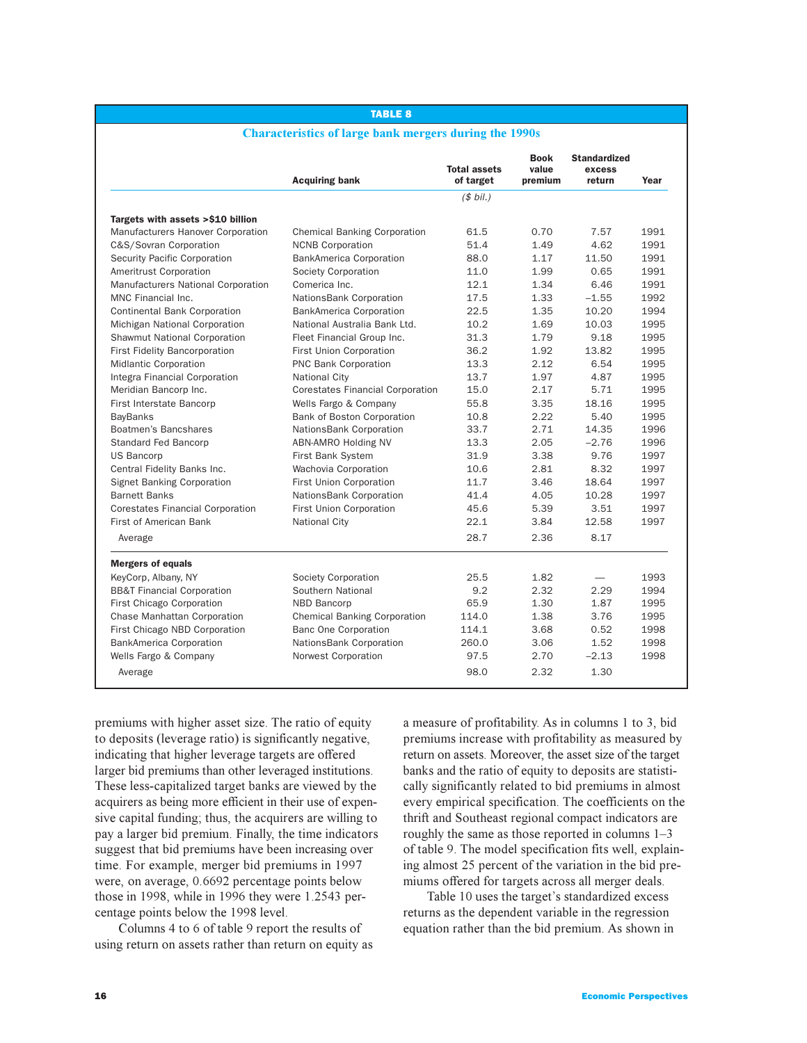**TABLE 8**

**Characteristics of large bank mergers during the 1990s**

| | Acquiring bank | Total assets of target | Book value premium | Standardized excess return | Year |
|---|---|---|---|---|---|
| | | *($ bil.)* | | | |
| **Targets with assets >$10 billion** | | | | | |
| Manufacturers Hanover Corporation | Chemical Banking Corporation | 61.5 | 0.70 | 7.57 | 1991 |
| C&S/Sovran Corporation | NCNB Corporation | 51.4 | 1.49 | 4.62 | 1991 |
| Security Pacific Corporation | BankAmerica Corporation | 88.0 | 1.17 | 11.50 | 1991 |
| Ameritrust Corporation | Society Corporation | 11.0 | 1.99 | 0.65 | 1991 |
| Manufacturers National Corporation | Comerica Inc. | 12.1 | 1.34 | 6.46 | 1991 |
| MNC Financial Inc. | NationsBank Corporation | 17.5 | 1.33 | −1.55 | 1992 |
| Continental Bank Corporation | BankAmerica Corporation | 22.5 | 1.35 | 10.20 | 1994 |
| Michigan National Corporation | National Australia Bank Ltd. | 10.2 | 1.69 | 10.03 | 1995 |
| Shawmut National Corporation | Fleet Financial Group Inc. | 31.3 | 1.79 | 9.18 | 1995 |
| First Fidelity Bancorporation | First Union Corporation | 36.2 | 1.92 | 13.82 | 1995 |
| Midlantic Corporation | PNC Bank Corporation | 13.3 | 2.12 | 6.54 | 1995 |
| Integra Financial Corporation | National City | 13.7 | 1.97 | 4.87 | 1995 |
| Meridian Bancorp Inc. | Corestates Financial Corporation | 15.0 | 2.17 | 5.71 | 1995 |
| First Interstate Bancorp | Wells Fargo & Company | 55.8 | 3.35 | 18.16 | 1995 |
| BayBanks | Bank of Boston Corporation | 10.8 | 2.22 | 5.40 | 1995 |
| Boatmen's Bancshares | NationsBank Corporation | 33.7 | 2.71 | 14.35 | 1996 |
| Standard Fed Bancorp | ABN-AMRO Holding NV | 13.3 | 2.05 | −2.76 | 1996 |
| US Bancorp | First Bank System | 31.9 | 3.38 | 9.76 | 1997 |
| Central Fidelity Banks Inc. | Wachovia Corporation | 10.6 | 2.81 | 8.32 | 1997 |
| Signet Banking Corporation | First Union Corporation | 11.7 | 3.46 | 18.64 | 1997 |
| Barnett Banks | NationsBank Corporation | 41.4 | 4.05 | 10.28 | 1997 |
| Corestates Financial Corporation | First Union Corporation | 45.6 | 5.39 | 3.51 | 1997 |
| First of American Bank | National City | 22.1 | 3.84 | 12.58 | 1997 |
| Average | | 28.7 | 2.36 | 8.17 | |
| **Mergers of equals** | | | | | |
| KeyCorp, Albany, NY | Society Corporation | 25.5 | 1.82 | — | 1993 |
| BB&T Financial Corporation | Southern National | 9.2 | 2.32 | 2.29 | 1994 |
| First Chicago Corporation | NBD Bancorp | 65.9 | 1.30 | 1.87 | 1995 |
| Chase Manhattan Corporation | Chemical Banking Corporation | 114.0 | 1.38 | 3.76 | 1995 |
| First Chicago NBD Corporation | Banc One Corporation | 114.1 | 3.68 | 0.52 | 1998 |
| BankAmerica Corporation | NationsBank Corporation | 260.0 | 3.06 | 1.52 | 1998 |
| Wells Fargo & Company | Norwest Corporation | 97.5 | 2.70 | −2.13 | 1998 |
| Average | | 98.0 | 2.32 | 1.30 | |

premiums with higher asset size. The ratio of equity to deposits (leverage ratio) is significantly negative, indicating that higher leverage targets are offered larger bid premiums than other leveraged institutions. These less-capitalized target banks are viewed by the acquirers as being more efficient in their use of expensive capital funding; thus, the acquirers are willing to pay a larger bid premium. Finally, the time indicators suggest that bid premiums have been increasing over time. For example, merger bid premiums in 1997 were, on average, 0.6692 percentage points below those in 1998, while in 1996 they were 1.2543 percentage points below the 1998 level.

Columns 4 to 6 of table 9 report the results of using return on assets rather than return on equity as a measure of profitability. As in columns 1 to 3, bid premiums increase with profitability as measured by return on assets. Moreover, the asset size of the target banks and the ratio of equity to deposits are statistically significantly related to bid premiums in almost every empirical specification. The coefficients on the thrift and Southeast regional compact indicators are roughly the same as those reported in columns 1–3 of table 9. The model specification fits well, explaining almost 25 percent of the variation in the bid premiums offered for targets across all merger deals.

Table 10 uses the target's standardized excess returns as the dependent variable in the regression equation rather than the bid premium. As shown in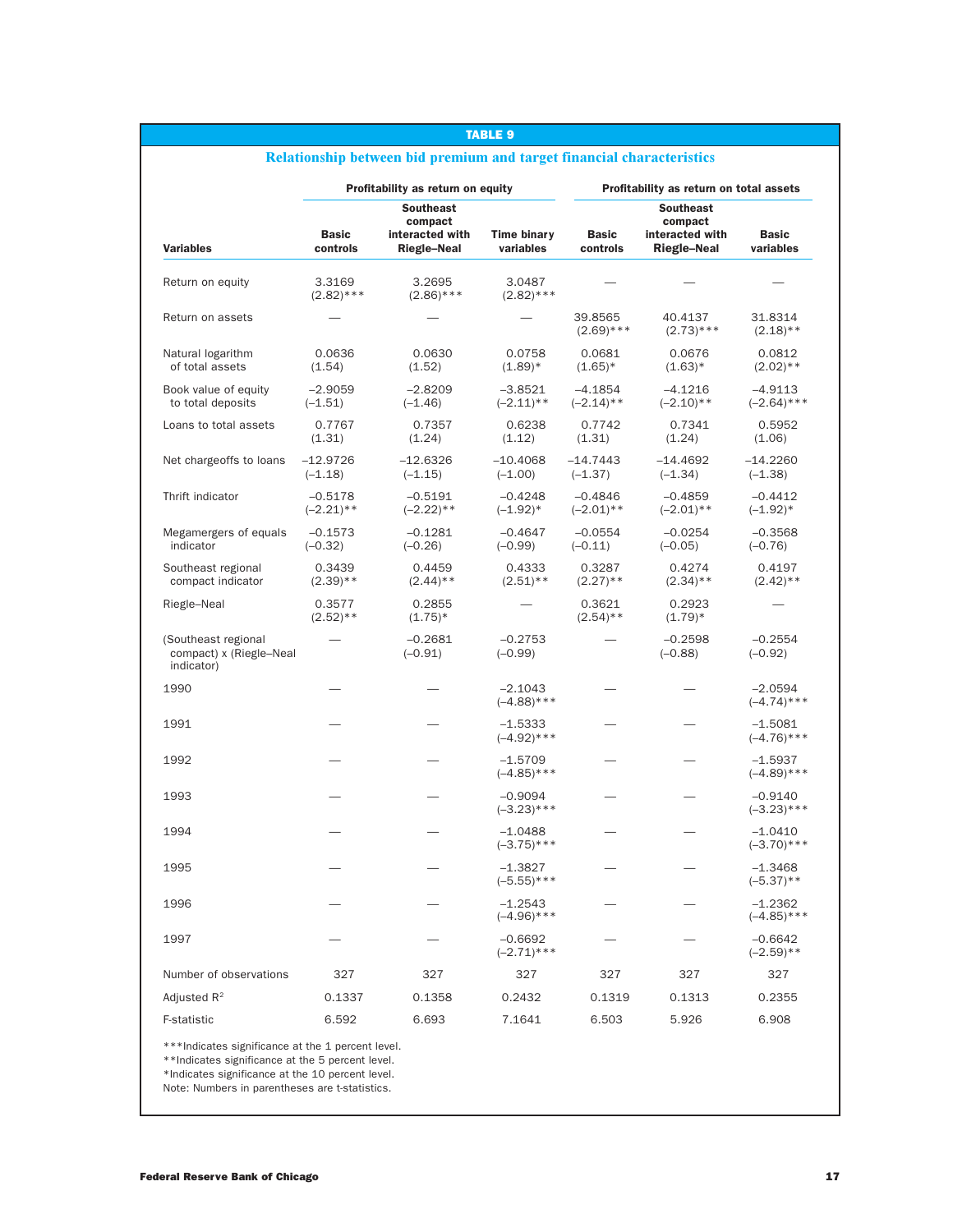## TABLE 9

### Relationship between bid premium and target financial characteristics

| Variables | Profitability as return on equity: Basic controls | Profitability as return on equity: Southeast compact interacted with Riegle–Neal | Profitability as return on equity: Time binary variables | Profitability as return on total assets: Basic controls | Profitability as return on total assets: Southeast compact interacted with Riegle–Neal | Profitability as return on total assets: Basic variables |
|---|---|---|---|---|---|---|
| Return on equity | 3.3169 (2.82)*** | 3.2695 (2.86)*** | 3.0487 (2.82)*** | — | — | — |
| Return on assets | — | — | — | 39.8565 (2.69)*** | 40.4137 (2.73)*** | 31.8314 (2.18)** |
| Natural logarithm of total assets | 0.0636 (1.54) | 0.0630 (1.52) | 0.0758 (1.89)* | 0.0681 (1.65)* | 0.0676 (1.63)* | 0.0812 (2.02)** |
| Book value of equity to total deposits | −2.9059 (−1.51) | −2.8209 (−1.46) | −3.8521 (−2.11)** | −4.1854 (−2.14)** | −4.1216 (−2.10)** | −4.9113 (−2.64)*** |
| Loans to total assets | 0.7767 (1.31) | 0.7357 (1.24) | 0.6238 (1.12) | 0.7742 (1.31) | 0.7341 (1.24) | 0.5952 (1.06) |
| Net chargeoffs to loans | −12.9726 (−1.18) | −12.6326 (−1.15) | −10.4068 (−1.00) | −14.7443 (−1.37) | −14.4692 (−1.34) | −14.2260 (−1.38) |
| Thrift indicator | −0.5178 (−2.21)** | −0.5191 (−2.22)** | −0.4248 (−1.92)* | −0.4846 (−2.01)** | −0.4859 (−2.01)** | −0.4412 (−1.92)* |
| Megamergers of equals indicator | −0.1573 (−0.32) | −0.1281 (−0.26) | −0.4647 (−0.99) | −0.0554 (−0.11) | −0.0254 (−0.05) | −0.3568 (−0.76) |
| Southeast regional compact indicator | 0.3439 (2.39)** | 0.4459 (2.44)** | 0.4333 (2.51)** | 0.3287 (2.27)** | 0.4274 (2.34)** | 0.4197 (2.42)** |
| Riegle–Neal | 0.3577 (2.52)** | 0.2855 (1.75)* | — | 0.3621 (2.54)** | 0.2923 (1.79)* | — |
| (Southeast regional compact) x (Riegle–Neal indicator) | — | −0.2681 (−0.91) | −0.2753 (−0.99) | — | −0.2598 (−0.88) | −0.2554 (−0.92) |
| 1990 | — | — | −2.1043 (−4.88)*** | — | — | −2.0594 (−4.74)*** |
| 1991 | — | — | −1.5333 (−4.92)*** | — | — | −1.5081 (−4.76)*** |
| 1992 | — | — | −1.5709 (−4.85)*** | — | — | −1.5937 (−4.89)*** |
| 1993 | — | — | −0.9094 (−3.23)*** | — | — | −0.9140 (−3.23)*** |
| 1994 | — | — | −1.0488 (−3.75)*** | — | — | −1.0410 (−3.70)*** |
| 1995 | — | — | −1.3827 (−5.55)*** | — | — | −1.3468 (−5.37)** |
| 1996 | — | — | −1.2543 (−4.96)*** | — | — | −1.2362 (−4.85)*** |
| 1997 | — | — | −0.6692 (−2.71)*** | — | — | −0.6642 (−2.59)** |
| Number of observations | 327 | 327 | 327 | 327 | 327 | 327 |
| Adjusted $R^2$ | 0.1337 | 0.1358 | 0.2432 | 0.1319 | 0.1313 | 0.2355 |
| F-statistic | 6.592 | 6.693 | 7.1641 | 6.503 | 5.926 | 6.908 |

***Indicates significance at the 1 percent level.
**Indicates significance at the 5 percent level.
*Indicates significance at the 10 percent level.
Note: Numbers in parentheses are t-statistics.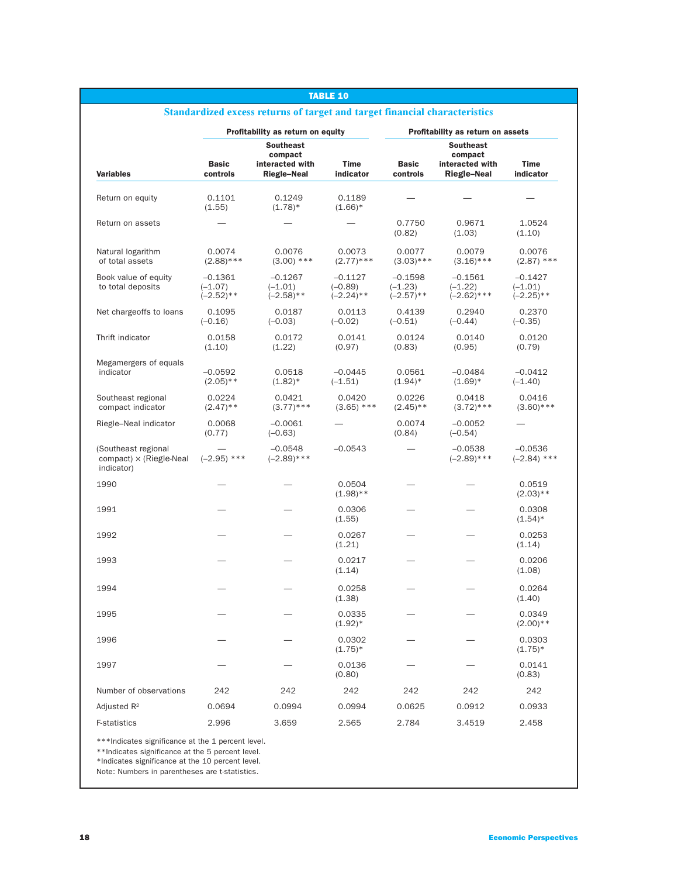**TABLE 10**

**Standardized excess returns of target and target financial characteristics**

| Variables | Profitability as return on equity | | | Profitability as return on assets | | |
|---|---|---|---|---|---|---|
| | Basic controls | Southeast compact interacted with Riegle–Neal | Time indicator | Basic controls | Southeast compact interacted with Riegle–Neal | Time indicator |
| Return on equity | 0.1101 (1.55) | 0.1249 (1.78)* | 0.1189 (1.66)* | — | — | — |
| Return on assets | — | — | — | 0.7750 (0.82) | 0.9671 (1.03) | 1.0524 (1.10) |
| Natural logarithm of total assets | 0.0074 (2.88)*** | 0.0076 (3.00) *** | 0.0073 (2.77)*** | 0.0077 (3.03)*** | 0.0079 (3.16)*** | 0.0076 (2.87) *** |
| Book value of equity to total deposits | −0.1361 (−1.07) (−2.52)** | −0.1267 (−1.01) (−2.58)** | −0.1127 (−0.89) (−2.24)** | −0.1598 (−1.23) (−2.57)** | −0.1561 (−1.22) (−2.62)*** | −0.1427 (−1.01) (−2.25)** |
| Net chargeoffs to loans | 0.1095 (−0.16) | 0.0187 (−0.03) | 0.0113 (−0.02) | 0.4139 (−0.51) | 0.2940 (−0.44) | 0.2370 (−0.35) |
| Thrift indicator | 0.0158 (1.10) | 0.0172 (1.22) | 0.0141 (0.97) | 0.0124 (0.83) | 0.0140 (0.95) | 0.0120 (0.79) |
| Megamergers of equals indicator | −0.0592 (2.05)** | 0.0518 (1.82)* | −0.0445 (−1.51) | 0.0561 (1.94)* | −0.0484 (1.69)* | −0.0412 (−1.40) |
| Southeast regional compact indicator | 0.0224 (2.47)** | 0.0421 (3.77)*** | 0.0420 (3.65) *** | 0.0226 (2.45)** | 0.0418 (3.72)*** | 0.0416 (3.60)*** |
| Riegle–Neal indicator | 0.0068 (0.77) | −0.0061 (−0.63) | — | 0.0074 (0.84) | −0.0052 (−0.54) | — |
| (Southeast regional compact) × (Riegle-Neal indicator) | — (−2.95) *** | −0.0548 (−2.89)*** | −0.0543 | — | −0.0538 (−2.89)*** | −0.0536 (−2.84) *** |
| 1990 | — | — | 0.0504 (1.98)** | — | — | 0.0519 (2.03)** |
| 1991 | — | — | 0.0306 (1.55) | — | — | 0.0308 (1.54)* |
| 1992 | — | — | 0.0267 (1.21) | — | — | 0.0253 (1.14) |
| 1993 | — | — | 0.0217 (1.14) | — | — | 0.0206 (1.08) |
| 1994 | — | — | 0.0258 (1.38) | — | — | 0.0264 (1.40) |
| 1995 | — | — | 0.0335 (1.92)* | — | — | 0.0349 (2.00)** |
| 1996 | — | — | 0.0302 (1.75)* | — | — | 0.0303 (1.75)* |
| 1997 | — | — | 0.0136 (0.80) | — | — | 0.0141 (0.83) |
| Number of observations | 242 | 242 | 242 | 242 | 242 | 242 |
| Adjusted $R^2$ | 0.0694 | 0.0994 | 0.0994 | 0.0625 | 0.0912 | 0.0933 |
| F-statistics | 2.996 | 3.659 | 2.565 | 2.784 | 3.4519 | 2.458 |

***Indicates significance at the 1 percent level.
**Indicates significance at the 5 percent level.
*Indicates significance at the 10 percent level.
Note: Numbers in parentheses are t-statistics.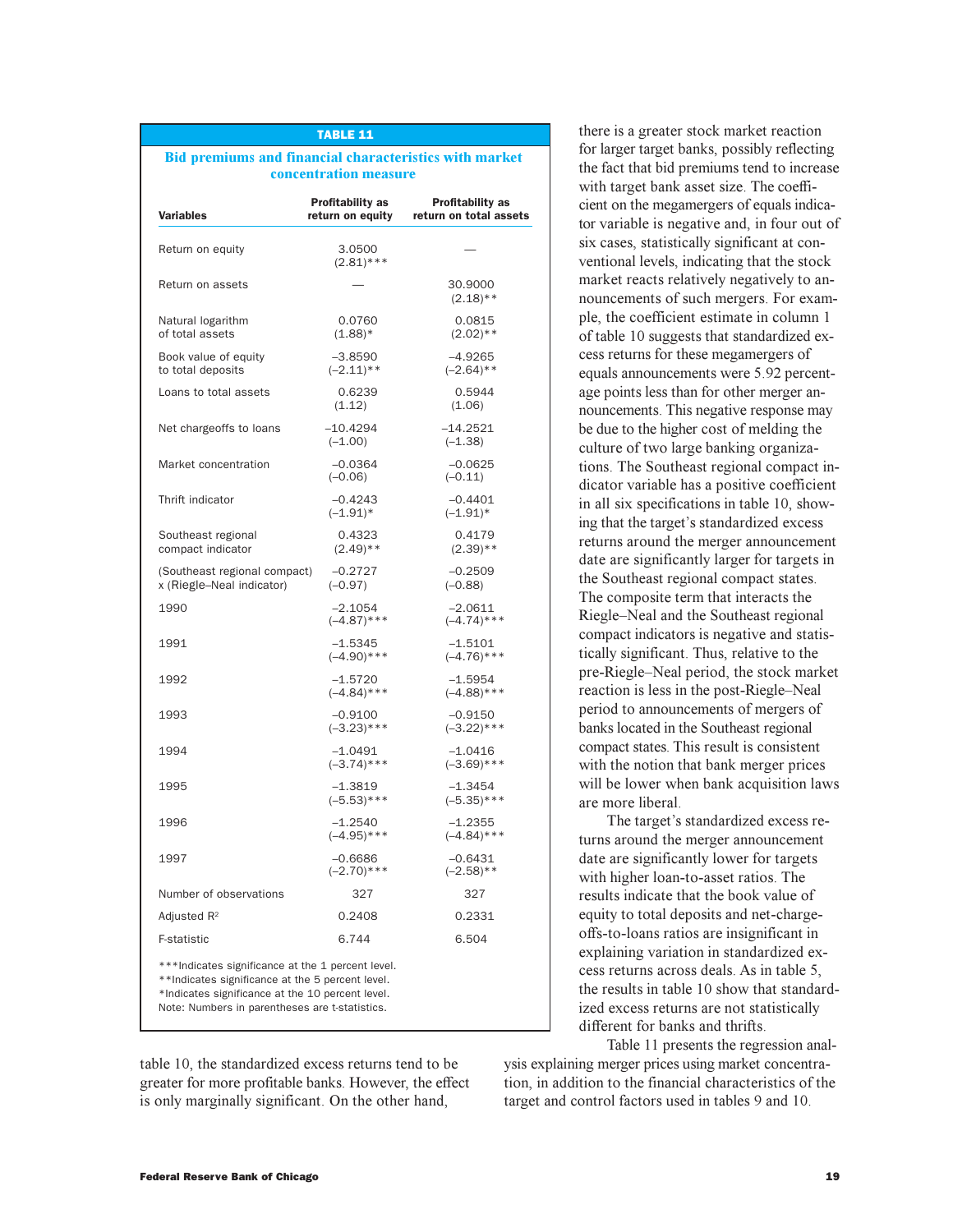**TABLE 11**

**Bid premiums and financial characteristics with market concentration measure**

| Variables | Profitability as return on equity | Profitability as return on total assets |
|---|---|---|
| Return on equity | 3.0500 (2.81)*** | — |
| Return on assets | — | 30.9000 (2.18)** |
| Natural logarithm of total assets | 0.0760 (1.88)* | 0.0815 (2.02)** |
| Book value of equity to total deposits | –3.8590 (–2.11)** | –4.9265 (–2.64)** |
| Loans to total assets | 0.6239 (1.12) | 0.5944 (1.06) |
| Net chargeoffs to loans | –10.4294 (–1.00) | –14.2521 (–1.38) |
| Market concentration | –0.0364 (–0.06) | –0.0625 (–0.11) |
| Thrift indicator | –0.4243 (–1.91)* | –0.4401 (–1.91)* |
| Southeast regional compact indicator | 0.4323 (2.49)** | 0.4179 (2.39)** |
| (Southeast regional compact) x (Riegle–Neal indicator) | –0.2727 (–0.97) | –0.2509 (–0.88) |
| 1990 | –2.1054 (–4.87)*** | –2.0611 (–4.74)*** |
| 1991 | –1.5345 (–4.90)*** | –1.5101 (–4.76)*** |
| 1992 | –1.5720 (–4.84)*** | –1.5954 (–4.88)*** |
| 1993 | –0.9100 (–3.23)*** | –0.9150 (–3.22)*** |
| 1994 | –1.0491 (–3.74)*** | –1.0416 (–3.69)*** |
| 1995 | –1.3819 (–5.53)*** | –1.3454 (–5.35)*** |
| 1996 | –1.2540 (–4.95)*** | –1.2355 (–4.84)*** |
| 1997 | –0.6686 (–2.70)*** | –0.6431 (–2.58)** |
| Number of observations | 327 | 327 |
| Adjusted $R^2$ | 0.2408 | 0.2331 |
| F-statistic | 6.744 | 6.504 |

***Indicates significance at the 1 percent level.
**Indicates significance at the 5 percent level.
*Indicates significance at the 10 percent level.
Note: Numbers in parentheses are t-statistics.

table 10, the standardized excess returns tend to be greater for more profitable banks. However, the effect is only marginally significant. On the other hand, there is a greater stock market reaction for larger target banks, possibly reflecting the fact that bid premiums tend to increase with target bank asset size. The coefficient on the megamergers of equals indicator variable is negative and, in four out of six cases, statistically significant at conventional levels, indicating that the stock market reacts relatively negatively to announcements of such mergers. For example, the coefficient estimate in column 1 of table 10 suggests that standardized excess returns for these megamergers of equals announcements were 5.92 percentage points less than for other merger announcements. This negative response may be due to the higher cost of melding the culture of two large banking organizations. The Southeast regional compact indicator variable has a positive coefficient in all six specifications in table 10, showing that the target's standardized excess returns around the merger announcement date are significantly larger for targets in the Southeast regional compact states. The composite term that interacts the Riegle–Neal and the Southeast regional compact indicators is negative and statistically significant. Thus, relative to the pre-Riegle–Neal period, the stock market reaction is less in the post-Riegle–Neal period to announcements of mergers of banks located in the Southeast regional compact states. This result is consistent with the notion that bank merger prices will be lower when bank acquisition laws are more liberal.

The target's standardized excess returns around the merger announcement date are significantly lower for targets with higher loan-to-asset ratios. The results indicate that the book value of equity to total deposits and net-charge-offs-to-loans ratios are insignificant in explaining variation in standardized excess returns across deals. As in table 5, the results in table 10 show that standardized excess returns are not statistically different for banks and thrifts.

Table 11 presents the regression analysis explaining merger prices using market concentration, in addition to the financial characteristics of the target and control factors used in tables 9 and 10.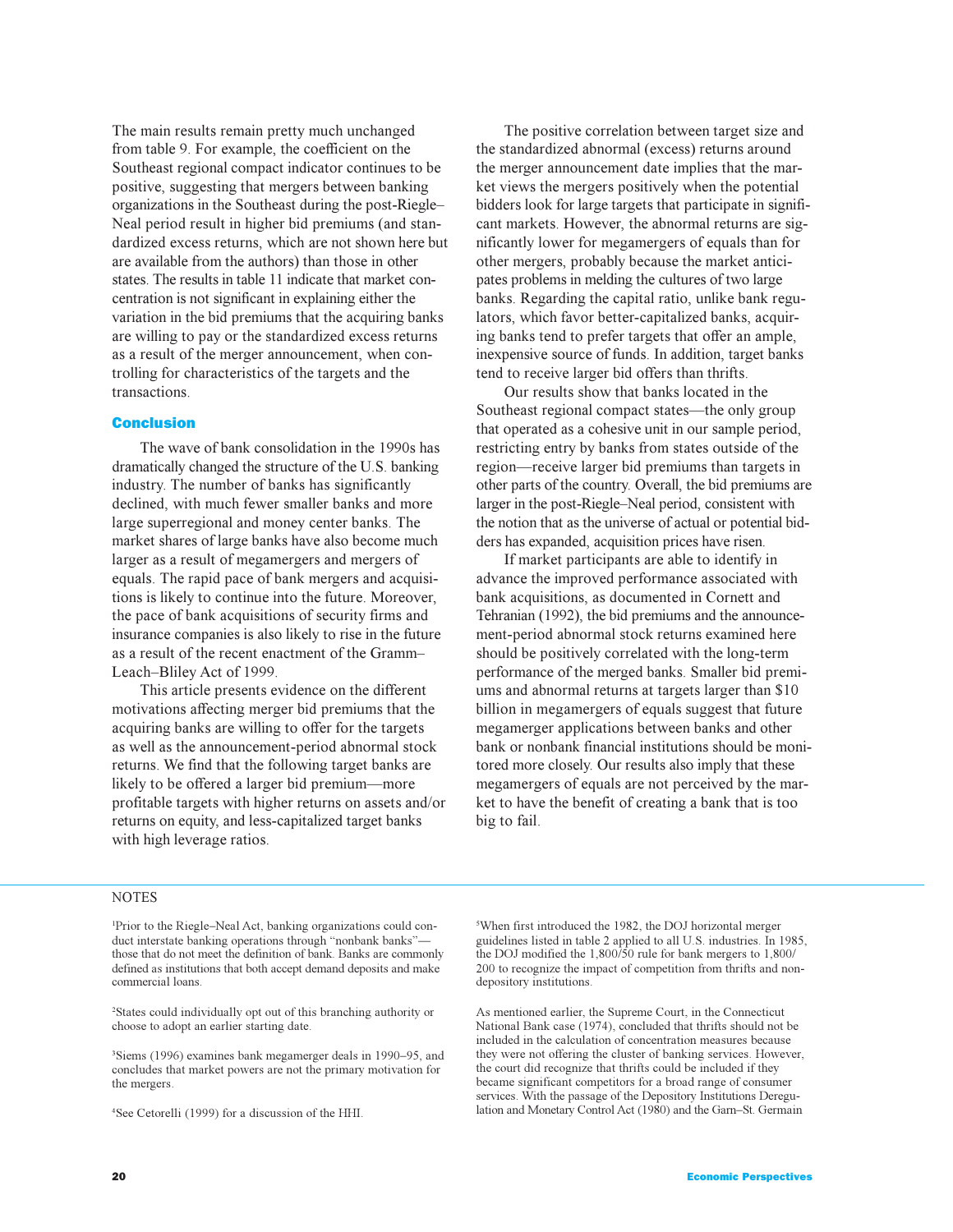The main results remain pretty much unchanged from table 9. For example, the coefficient on the Southeast regional compact indicator continues to be positive, suggesting that mergers between banking organizations in the Southeast during the post-Riegle–Neal period result in higher bid premiums (and standardized excess returns, which are not shown here but are available from the authors) than those in other states. The results in table 11 indicate that market concentration is not significant in explaining either the variation in the bid premiums that the acquiring banks are willing to pay or the standardized excess returns as a result of the merger announcement, when controlling for characteristics of the targets and the transactions.

## Conclusion

The wave of bank consolidation in the 1990s has dramatically changed the structure of the U.S. banking industry. The number of banks has significantly declined, with much fewer smaller banks and more large superregional and money center banks. The market shares of large banks have also become much larger as a result of megamergers and mergers of equals. The rapid pace of bank mergers and acquisitions is likely to continue into the future. Moreover, the pace of bank acquisitions of security firms and insurance companies is also likely to rise in the future as a result of the recent enactment of the Gramm–Leach–Bliley Act of 1999.

This article presents evidence on the different motivations affecting merger bid premiums that the acquiring banks are willing to offer for the targets as well as the announcement-period abnormal stock returns. We find that the following target banks are likely to be offered a larger bid premium—more profitable targets with higher returns on assets and/or returns on equity, and less-capitalized target banks with high leverage ratios.

The positive correlation between target size and the standardized abnormal (excess) returns around the merger announcement date implies that the market views the mergers positively when the potential bidders look for large targets that participate in significant markets. However, the abnormal returns are significantly lower for megamergers of equals than for other mergers, probably because the market anticipates problems in melding the cultures of two large banks. Regarding the capital ratio, unlike bank regulators, which favor better-capitalized banks, acquiring banks tend to prefer targets that offer an ample, inexpensive source of funds. In addition, target banks tend to receive larger bid offers than thrifts.

Our results show that banks located in the Southeast regional compact states—the only group that operated as a cohesive unit in our sample period, restricting entry by banks from states outside of the region—receive larger bid premiums than targets in other parts of the country. Overall, the bid premiums are larger in the post-Riegle–Neal period, consistent with the notion that as the universe of actual or potential bidders has expanded, acquisition prices have risen.

If market participants are able to identify in advance the improved performance associated with bank acquisitions, as documented in Cornett and Tehranian (1992), the bid premiums and the announcement-period abnormal stock returns examined here should be positively correlated with the long-term performance of the merged banks. Smaller bid premiums and abnormal returns at targets larger than $10 billion in megamergers of equals suggest that future megamerger applications between banks and other bank or nonbank financial institutions should be monitored more closely. Our results also imply that these megamergers of equals are not perceived by the market to have the benefit of creating a bank that is too big to fail.

## NOTES

[1]Prior to the Riegle–Neal Act, banking organizations could conduct interstate banking operations through "nonbank banks"—those that do not meet the definition of bank. Banks are commonly defined as institutions that both accept demand deposits and make commercial loans.

[2]States could individually opt out of this branching authority or choose to adopt an earlier starting date.

[3]Siems (1996) examines bank megamerger deals in 1990–95, and concludes that market powers are not the primary motivation for the mergers.

[4]See Cetorelli (1999) for a discussion of the HHI.

[5]When first introduced the 1982, the DOJ horizontal merger guidelines listed in table 2 applied to all U.S. industries. In 1985, the DOJ modified the 1,800/50 rule for bank mergers to 1,800/200 to recognize the impact of competition from thrifts and nondepository institutions.

As mentioned earlier, the Supreme Court, in the Connecticut National Bank case (1974), concluded that thrifts should not be included in the calculation of concentration measures because they were not offering the cluster of banking services. However, the court did recognize that thrifts could be included if they became significant competitors for a broad range of consumer services. With the passage of the Depository Institutions Deregulation and Monetary Control Act (1980) and the Garn–St. Germain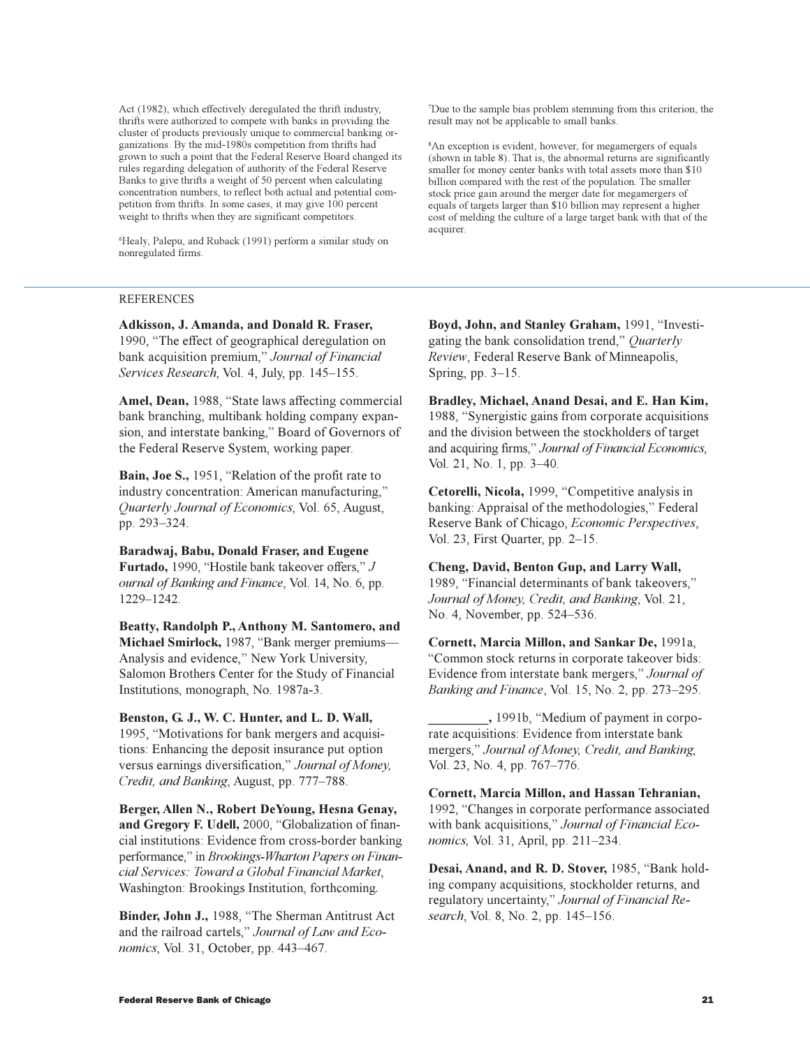Act (1982), which effectively deregulated the thrift industry, thrifts were authorized to compete with banks in providing the cluster of products previously unique to commercial banking organizations. By the mid-1980s competition from thrifts had grown to such a point that the Federal Reserve Board changed its rules regarding delegation of authority of the Federal Reserve Banks to give thrifts a weight of 50 percent when calculating concentration numbers, to reflect both actual and potential competition from thrifts. In some cases, it may give 100 percent weight to thrifts when they are significant competitors.

[6]Healy, Palepu, and Ruback (1991) perform a similar study on nonregulated firms.

[7]Due to the sample bias problem stemming from this criterion, the result may not be applicable to small banks.

[8]An exception is evident, however, for megamergers of equals (shown in table 8). That is, the abnormal returns are significantly smaller for money center banks with total assets more than $10 billion compared with the rest of the population. The smaller stock price gain around the merger date for megamergers of equals of targets larger than $10 billion may represent a higher cost of melding the culture of a large target bank with that of the acquirer.

## REFERENCES

**Adkisson, J. Amanda, and Donald R. Fraser,** 1990, "The effect of geographical deregulation on bank acquisition premium," *Journal of Financial Services Research*, Vol. 4, July, pp. 145–155.

**Amel, Dean,** 1988, "State laws affecting commercial bank branching, multibank holding company expansion, and interstate banking," Board of Governors of the Federal Reserve System, working paper.

**Bain, Joe S.,** 1951, "Relation of the profit rate to industry concentration: American manufacturing," *Quarterly Journal of Economics*, Vol. 65, August, pp. 293–324.

**Baradwaj, Babu, Donald Fraser, and Eugene Furtado,** 1990, "Hostile bank takeover offers," *Journal of Banking and Finance*, Vol. 14, No. 6, pp. 1229–1242.

**Beatty, Randolph P., Anthony M. Santomero, and Michael Smirlock,** 1987, "Bank merger premiums—Analysis and evidence," New York University, Salomon Brothers Center for the Study of Financial Institutions, monograph, No. 1987a-3.

**Benston, G. J., W. C. Hunter, and L. D. Wall,** 1995, "Motivations for bank mergers and acquisitions: Enhancing the deposit insurance put option versus earnings diversification," *Journal of Money, Credit, and Banking*, August, pp. 777–788.

**Berger, Allen N., Robert DeYoung, Hesna Genay, and Gregory F. Udell,** 2000, "Globalization of financial institutions: Evidence from cross-border banking performance," in *Brookings-Wharton Papers on Financial Services: Toward a Global Financial Market*, Washington: Brookings Institution, forthcoming.

**Binder, John J.,** 1988, "The Sherman Antitrust Act and the railroad cartels," *Journal of Law and Economics*, Vol. 31, October, pp. 443–467.

**Boyd, John, and Stanley Graham,** 1991, "Investigating the bank consolidation trend," *Quarterly Review*, Federal Reserve Bank of Minneapolis, Spring, pp. 3–15.

**Bradley, Michael, Anand Desai, and E. Han Kim,** 1988, "Synergistic gains from corporate acquisitions and the division between the stockholders of target and acquiring firms," *Journal of Financial Economics*, Vol. 21, No. 1, pp. 3–40.

**Cetorelli, Nicola,** 1999, "Competitive analysis in banking: Appraisal of the methodologies," Federal Reserve Bank of Chicago, *Economic Perspectives*, Vol. 23, First Quarter, pp. 2–15.

**Cheng, David, Benton Gup, and Larry Wall,** 1989, "Financial determinants of bank takeovers," *Journal of Money, Credit, and Banking*, Vol. 21, No. 4, November, pp. 524–536.

**Cornett, Marcia Millon, and Sankar De,** 1991a, "Common stock returns in corporate takeover bids: Evidence from interstate bank mergers," *Journal of Banking and Finance*, Vol. 15, No. 2, pp. 273–295.

**\_\_\_\_\_\_\_\_\_,** 1991b, "Medium of payment in corporate acquisitions: Evidence from interstate bank mergers," *Journal of Money, Credit, and Banking*, Vol. 23, No. 4, pp. 767–776.

**Cornett, Marcia Millon, and Hassan Tehranian,** 1992, "Changes in corporate performance associated with bank acquisitions," *Journal of Financial Economics,* Vol. 31, April, pp. 211–234.

**Desai, Anand, and R. D. Stover,** 1985, "Bank holding company acquisitions, stockholder returns, and regulatory uncertainty," *Journal of Financial Research*, Vol. 8, No. 2, pp. 145–156.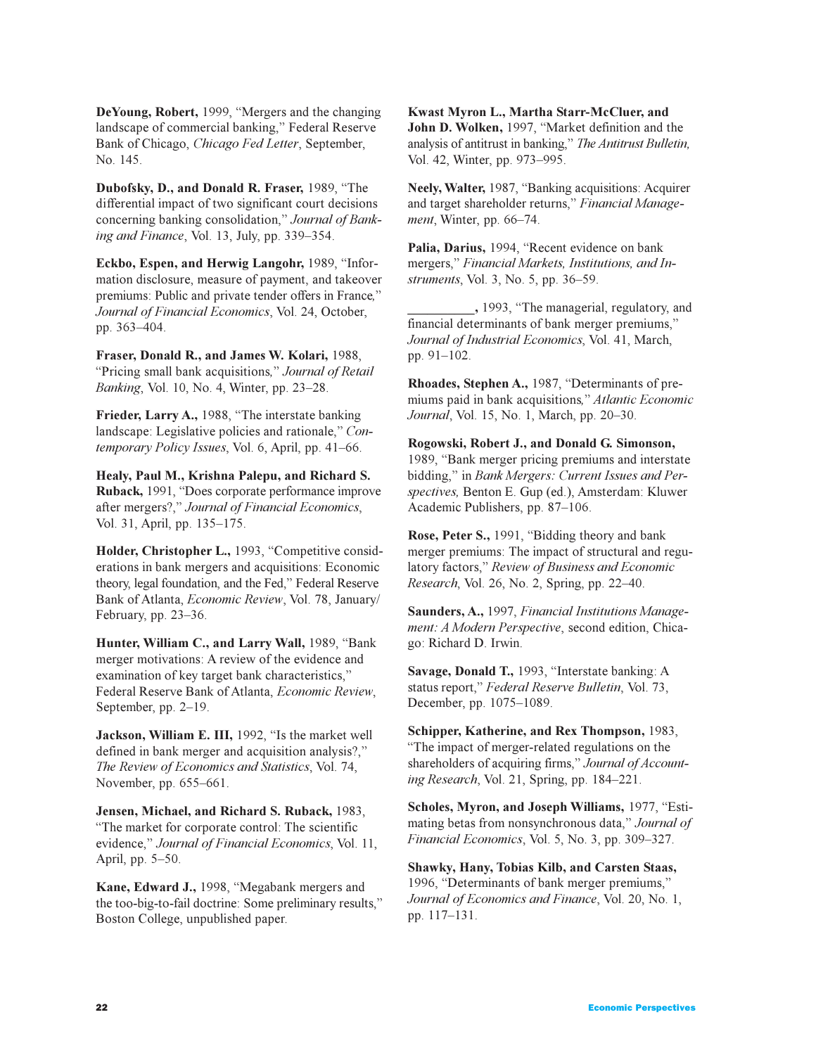**DeYoung, Robert,** 1999, "Mergers and the changing landscape of commercial banking," Federal Reserve Bank of Chicago, *Chicago Fed Letter*, September, No. 145.

**Dubofsky, D., and Donald R. Fraser,** 1989, "The differential impact of two significant court decisions concerning banking consolidation," *Journal of Banking and Finance*, Vol. 13, July, pp. 339–354.

**Eckbo, Espen, and Herwig Langohr,** 1989, "Information disclosure, measure of payment, and takeover premiums: Public and private tender offers in France," *Journal of Financial Economics*, Vol. 24, October, pp. 363–404.

**Fraser, Donald R., and James W. Kolari,** 1988, "Pricing small bank acquisitions," *Journal of Retail Banking*, Vol. 10, No. 4, Winter, pp. 23–28.

**Frieder, Larry A.,** 1988, "The interstate banking landscape: Legislative policies and rationale," *Contemporary Policy Issues*, Vol. 6, April, pp. 41–66.

**Healy, Paul M., Krishna Palepu, and Richard S. Ruback,** 1991, "Does corporate performance improve after mergers?," *Journal of Financial Economics*, Vol. 31, April, pp. 135–175.

**Holder, Christopher L.,** 1993, "Competitive considerations in bank mergers and acquisitions: Economic theory, legal foundation, and the Fed," Federal Reserve Bank of Atlanta, *Economic Review*, Vol. 78, January/February, pp. 23–36.

**Hunter, William C., and Larry Wall,** 1989, "Bank merger motivations: A review of the evidence and examination of key target bank characteristics," Federal Reserve Bank of Atlanta, *Economic Review*, September, pp. 2–19.

**Jackson, William E. III,** 1992, "Is the market well defined in bank merger and acquisition analysis?," *The Review of Economics and Statistics*, Vol. 74, November, pp. 655–661.

**Jensen, Michael, and Richard S. Ruback,** 1983, "The market for corporate control: The scientific evidence," *Journal of Financial Economics*, Vol. 11, April, pp. 5–50.

**Kane, Edward J.,** 1998, "Megabank mergers and the too-big-to-fail doctrine: Some preliminary results," Boston College, unpublished paper.

**Kwast Myron L., Martha Starr-McCluer, and John D. Wolken,** 1997, "Market definition and the analysis of antitrust in banking," *The Antitrust Bulletin*, Vol. 42, Winter, pp. 973–995.

**Neely, Walter,** 1987, "Banking acquisitions: Acquirer and target shareholder returns," *Financial Management*, Winter, pp. 66–74.

**Palia, Darius,** 1994, "Recent evidence on bank mergers," *Financial Markets, Institutions, and Instruments*, Vol. 3, No. 5, pp. 36–59.

**__________,** 1993, "The managerial, regulatory, and financial determinants of bank merger premiums," *Journal of Industrial Economics*, Vol. 41, March, pp. 91–102.

**Rhoades, Stephen A.,** 1987, "Determinants of premiums paid in bank acquisitions," *Atlantic Economic Journal*, Vol. 15, No. 1, March, pp. 20–30.

**Rogowski, Robert J., and Donald G. Simonson,** 1989, "Bank merger pricing premiums and interstate bidding," in *Bank Mergers: Current Issues and Perspectives,* Benton E. Gup (ed.), Amsterdam: Kluwer Academic Publishers, pp. 87–106.

**Rose, Peter S.,** 1991, "Bidding theory and bank merger premiums: The impact of structural and regulatory factors," *Review of Business and Economic Research*, Vol. 26, No. 2, Spring, pp. 22–40.

**Saunders, A.,** 1997, *Financial Institutions Management: A Modern Perspective*, second edition, Chicago: Richard D. Irwin.

**Savage, Donald T.,** 1993, "Interstate banking: A status report," *Federal Reserve Bulletin*, Vol. 73, December, pp. 1075–1089.

**Schipper, Katherine, and Rex Thompson,** 1983, "The impact of merger-related regulations on the shareholders of acquiring firms," *Journal of Accounting Research*, Vol. 21, Spring, pp. 184–221.

**Scholes, Myron, and Joseph Williams,** 1977, "Estimating betas from nonsynchronous data," *Journal of Financial Economics*, Vol. 5, No. 3, pp. 309–327.

**Shawky, Hany, Tobias Kilb, and Carsten Staas,** 1996, "Determinants of bank merger premiums," *Journal of Economics and Finance*, Vol. 20, No. 1, pp. 117–131.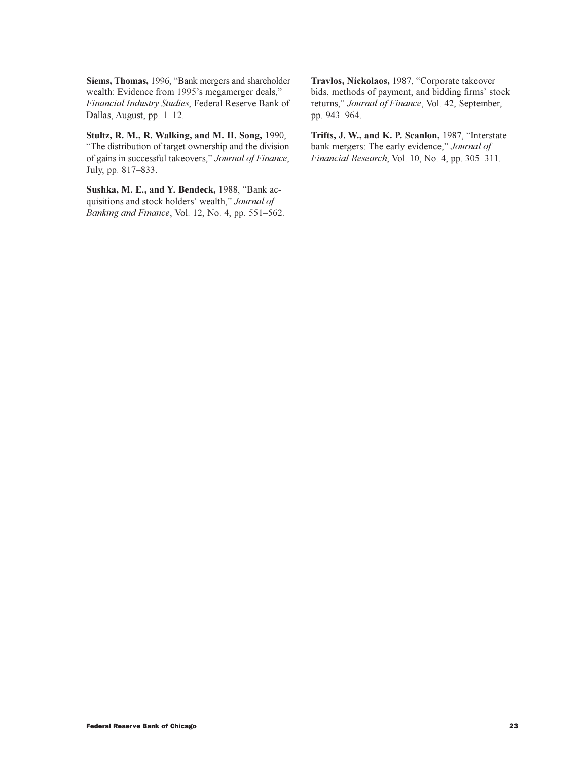**Siems, Thomas,** 1996, "Bank mergers and shareholder wealth: Evidence from 1995's megamerger deals," *Financial Industry Studies*, Federal Reserve Bank of Dallas, August, pp. 1–12.

**Stultz, R. M., R. Walking, and M. H. Song,** 1990, "The distribution of target ownership and the division of gains in successful takeovers," *Journal of Finance*, July, pp. 817–833.

**Sushka, M. E., and Y. Bendeck,** 1988, "Bank acquisitions and stock holders' wealth," *Journal of Banking and Finance*, Vol. 12, No. 4, pp. 551–562.

**Travlos, Nickolaos,** 1987, "Corporate takeover bids, methods of payment, and bidding firms' stock returns," *Journal of Finance*, Vol. 42, September, pp. 943–964.

**Trifts, J. W., and K. P. Scanlon,** 1987, "Interstate bank mergers: The early evidence," *Journal of Financial Research*, Vol. 10, No. 4, pp. 305–311.